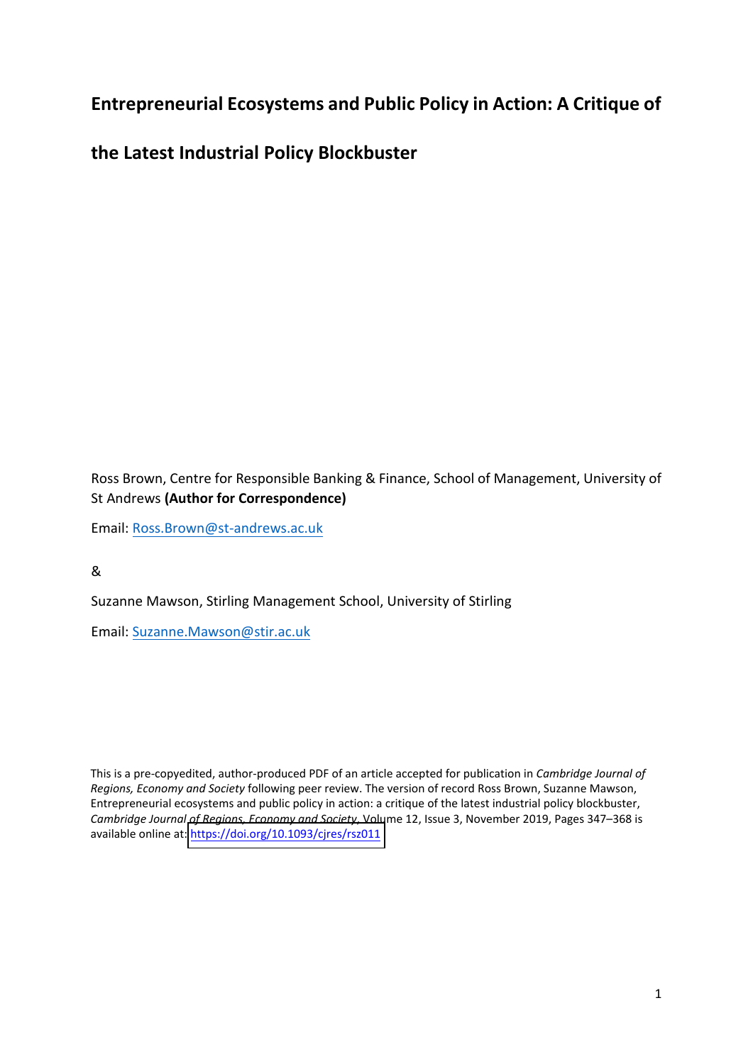# Entrepreneurial Ecosystems and Public Policy in Action: A Critique of the Latest Industrial Policy Blockbuster

Ross Brown, Centre for Responsible Banking & Finance, School of Management, University of St Andrews **(Author for Correspondence)**

Email: Ross.Brown@st-andrews.ac.uk

&

Suzanne Mawson, Stirling Management School, University of Stirling

Email: Suzanne.Mawson@stir.ac.uk

This is a pre-copyedited, author-produced PDF of an article accepted for publication in *Cambridge Journal of Regions, Economy and Society* following peer review. The version of record Ross Brown, Suzanne Mawson, Entrepreneurial ecosystems and public policy in action: a critique of the latest industrial policy blockbuster, *Cambridge Journal of Regions, Economy and Society*, Volume 12, Issue 3, November 2019, Pages 347–368 is available online at: https://doi.org/10.1093/cjres/rsz011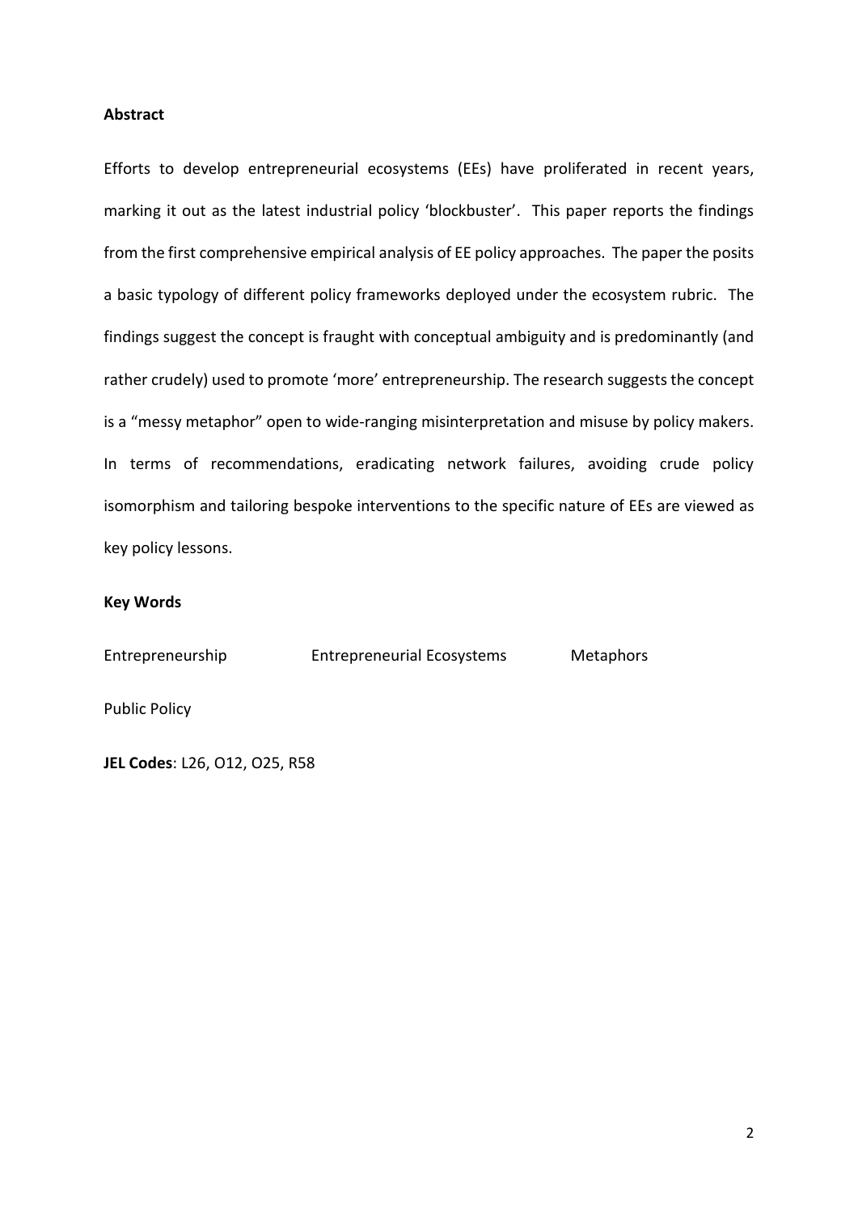**Abstract**

Efforts to develop entrepreneurial ecosystems (EEs) have proliferated in recent years, marking it out as the latest industrial policy 'blockbuster'. This paper reports the findings from the first comprehensive empirical analysis of EE policy approaches. The paper the posits a basic typology of different policy frameworks deployed under the ecosystem rubric. The findings suggest the concept is fraught with conceptual ambiguity and is predominantly (and rather crudely) used to promote 'more' entrepreneurship. The research suggests the concept is a "messy metaphor" open to wide-ranging misinterpretation and misuse by policy makers. In terms of recommendations, eradicating network failures, avoiding crude policy isomorphism and tailoring bespoke interventions to the specific nature of EEs are viewed as key policy lessons.

**Key Words**

Entrepreneurship    Entrepreneurial Ecosystems    Metaphors

Public Policy

**JEL Codes**: L26, O12, O25, R58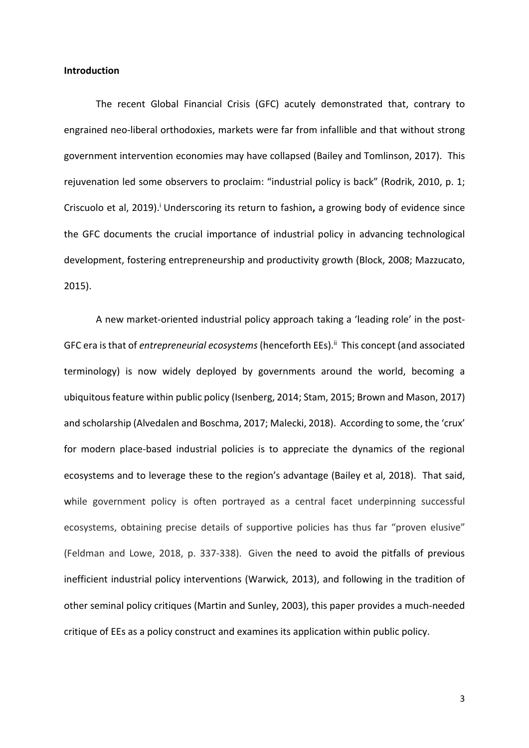**Introduction**

The recent Global Financial Crisis (GFC) acutely demonstrated that, contrary to engrained neo-liberal orthodoxies, markets were far from infallible and that without strong government intervention economies may have collapsed (Bailey and Tomlinson, 2017). This rejuvenation led some observers to proclaim: "industrial policy is back" (Rodrik, 2010, p. 1; Criscuolo et al, 2019).[i] Underscoring its return to fashion**,** a growing body of evidence since the GFC documents the crucial importance of industrial policy in advancing technological development, fostering entrepreneurship and productivity growth (Block, 2008; Mazzucato, 2015).

A new market-oriented industrial policy approach taking a 'leading role' in the post-GFC era is that of *entrepreneurial ecosystems* (henceforth EEs).[ii] This concept (and associated terminology) is now widely deployed by governments around the world, becoming a ubiquitous feature within public policy (Isenberg, 2014; Stam, 2015; Brown and Mason, 2017) and scholarship (Alvedalen and Boschma, 2017; Malecki, 2018). According to some, the 'crux' for modern place-based industrial policies is to appreciate the dynamics of the regional ecosystems and to leverage these to the region's advantage (Bailey et al, 2018). That said, while government policy is often portrayed as a central facet underpinning successful ecosystems, obtaining precise details of supportive policies has thus far "proven elusive" (Feldman and Lowe, 2018, p. 337-338). Given the need to avoid the pitfalls of previous inefficient industrial policy interventions (Warwick, 2013), and following in the tradition of other seminal policy critiques (Martin and Sunley, 2003), this paper provides a much-needed critique of EEs as a policy construct and examines its application within public policy.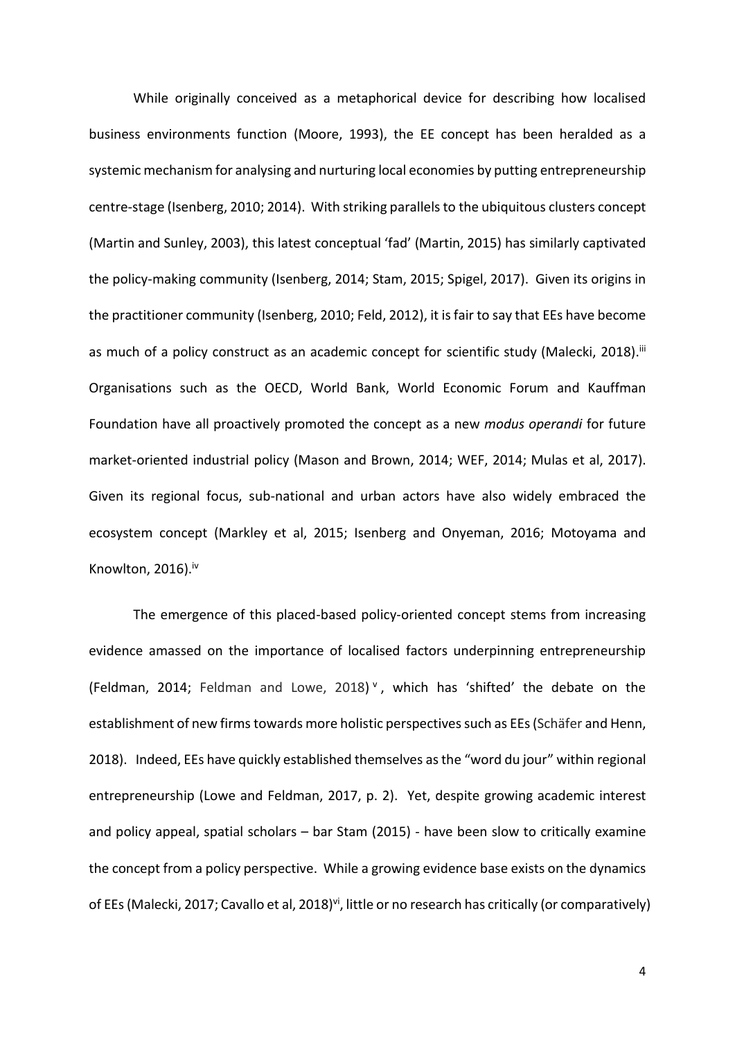While originally conceived as a metaphorical device for describing how localised business environments function (Moore, 1993), the EE concept has been heralded as a systemic mechanism for analysing and nurturing local economies by putting entrepreneurship centre-stage (Isenberg, 2010; 2014). With striking parallels to the ubiquitous clusters concept (Martin and Sunley, 2003), this latest conceptual 'fad' (Martin, 2015) has similarly captivated the policy-making community (Isenberg, 2014; Stam, 2015; Spigel, 2017). Given its origins in the practitioner community (Isenberg, 2010; Feld, 2012), it is fair to say that EEs have become as much of a policy construct as an academic concept for scientific study (Malecki, 2018).[iii] Organisations such as the OECD, World Bank, World Economic Forum and Kauffman Foundation have all proactively promoted the concept as a new *modus operandi* for future market-oriented industrial policy (Mason and Brown, 2014; WEF, 2014; Mulas et al, 2017). Given its regional focus, sub-national and urban actors have also widely embraced the ecosystem concept (Markley et al, 2015; Isenberg and Onyeman, 2016; Motoyama and Knowlton, 2016).[iv]

The emergence of this placed-based policy-oriented concept stems from increasing evidence amassed on the importance of localised factors underpinning entrepreneurship (Feldman, 2014; Feldman and Lowe, 2018)[v], which has 'shifted' the debate on the establishment of new firms towards more holistic perspectives such as EEs (Schäfer and Henn, 2018). Indeed, EEs have quickly established themselves as the "word du jour" within regional entrepreneurship (Lowe and Feldman, 2017, p. 2). Yet, despite growing academic interest and policy appeal, spatial scholars – bar Stam (2015) - have been slow to critically examine the concept from a policy perspective. While a growing evidence base exists on the dynamics of EEs (Malecki, 2017; Cavallo et al, 2018)[vi], little or no research has critically (or comparatively)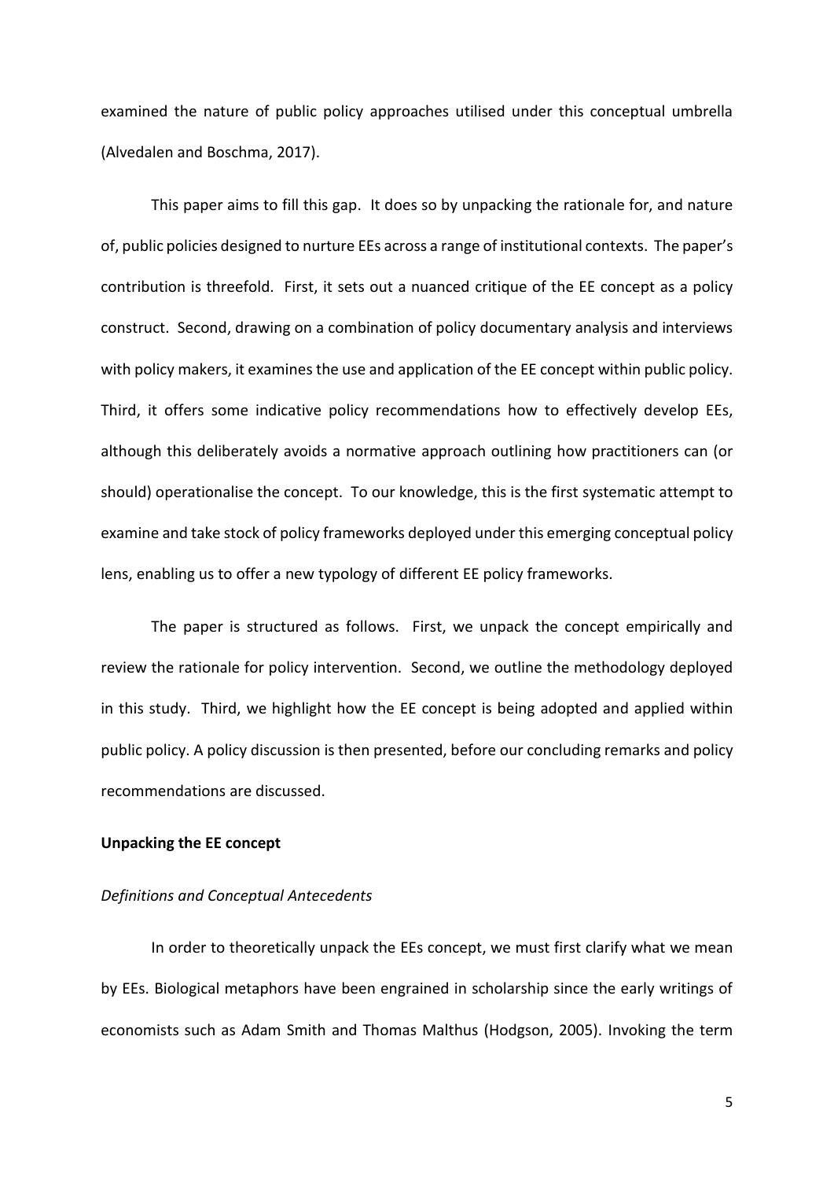examined the nature of public policy approaches utilised under this conceptual umbrella (Alvedalen and Boschma, 2017).

This paper aims to fill this gap. It does so by unpacking the rationale for, and nature of, public policies designed to nurture EEs across a range of institutional contexts. The paper's contribution is threefold. First, it sets out a nuanced critique of the EE concept as a policy construct. Second, drawing on a combination of policy documentary analysis and interviews with policy makers, it examines the use and application of the EE concept within public policy. Third, it offers some indicative policy recommendations how to effectively develop EEs, although this deliberately avoids a normative approach outlining how practitioners can (or should) operationalise the concept. To our knowledge, this is the first systematic attempt to examine and take stock of policy frameworks deployed under this emerging conceptual policy lens, enabling us to offer a new typology of different EE policy frameworks.

The paper is structured as follows. First, we unpack the concept empirically and review the rationale for policy intervention. Second, we outline the methodology deployed in this study. Third, we highlight how the EE concept is being adopted and applied within public policy. A policy discussion is then presented, before our concluding remarks and policy recommendations are discussed.

## Unpacking the EE concept

### *Definitions and Conceptual Antecedents*

In order to theoretically unpack the EEs concept, we must first clarify what we mean by EEs. Biological metaphors have been engrained in scholarship since the early writings of economists such as Adam Smith and Thomas Malthus (Hodgson, 2005). Invoking the term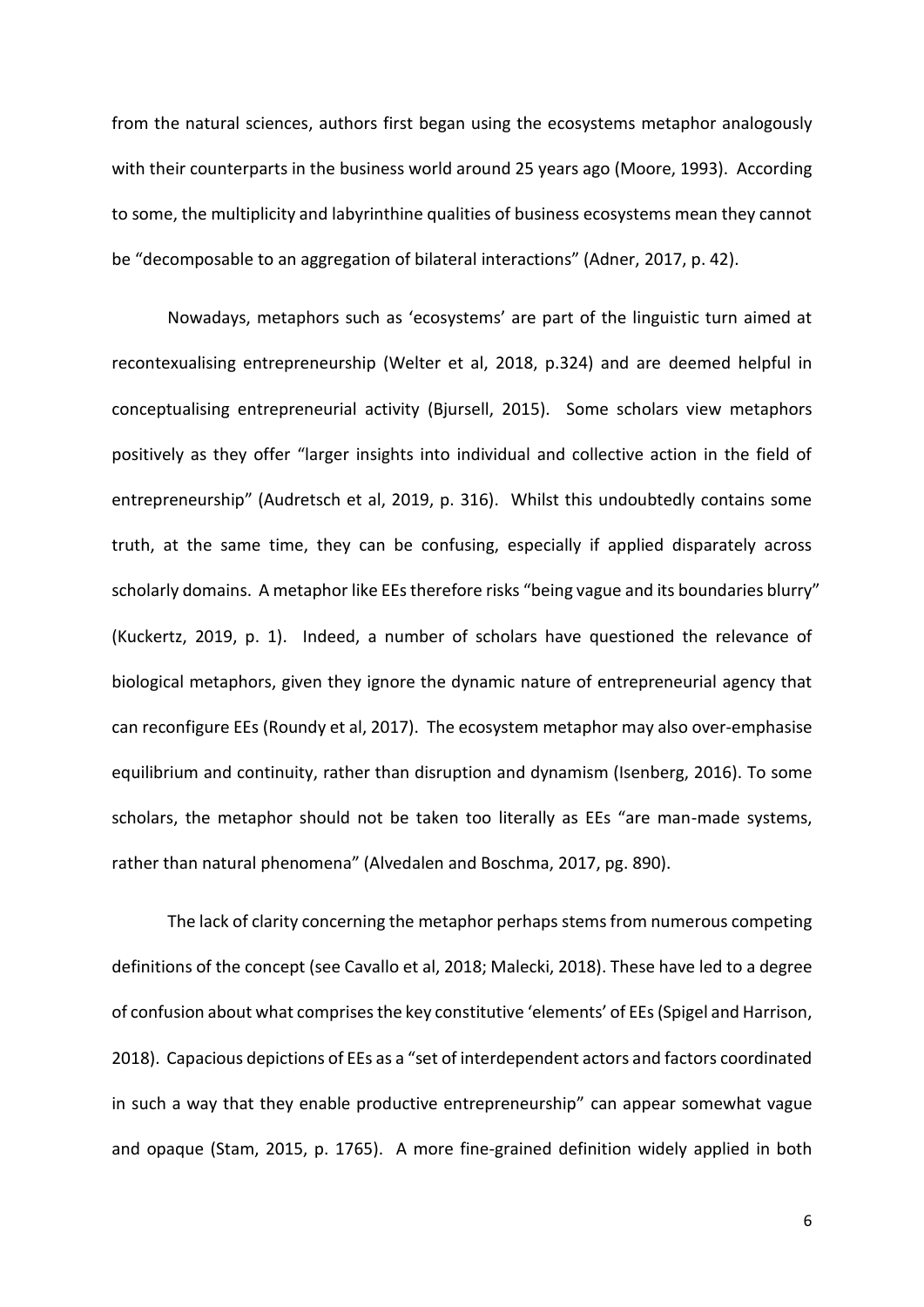from the natural sciences, authors first began using the ecosystems metaphor analogously with their counterparts in the business world around 25 years ago (Moore, 1993). According to some, the multiplicity and labyrinthine qualities of business ecosystems mean they cannot be "decomposable to an aggregation of bilateral interactions" (Adner, 2017, p. 42).

Nowadays, metaphors such as 'ecosystems' are part of the linguistic turn aimed at recontexualising entrepreneurship (Welter et al, 2018, p.324) and are deemed helpful in conceptualising entrepreneurial activity (Bjursell, 2015). Some scholars view metaphors positively as they offer "larger insights into individual and collective action in the field of entrepreneurship" (Audretsch et al, 2019, p. 316). Whilst this undoubtedly contains some truth, at the same time, they can be confusing, especially if applied disparately across scholarly domains. A metaphor like EEs therefore risks "being vague and its boundaries blurry" (Kuckertz, 2019, p. 1). Indeed, a number of scholars have questioned the relevance of biological metaphors, given they ignore the dynamic nature of entrepreneurial agency that can reconfigure EEs (Roundy et al, 2017). The ecosystem metaphor may also over-emphasise equilibrium and continuity, rather than disruption and dynamism (Isenberg, 2016). To some scholars, the metaphor should not be taken too literally as EEs "are man-made systems, rather than natural phenomena" (Alvedalen and Boschma, 2017, pg. 890).

The lack of clarity concerning the metaphor perhaps stems from numerous competing definitions of the concept (see Cavallo et al, 2018; Malecki, 2018). These have led to a degree of confusion about what comprises the key constitutive 'elements' of EEs (Spigel and Harrison, 2018). Capacious depictions of EEs as a "set of interdependent actors and factors coordinated in such a way that they enable productive entrepreneurship" can appear somewhat vague and opaque (Stam, 2015, p. 1765). A more fine-grained definition widely applied in both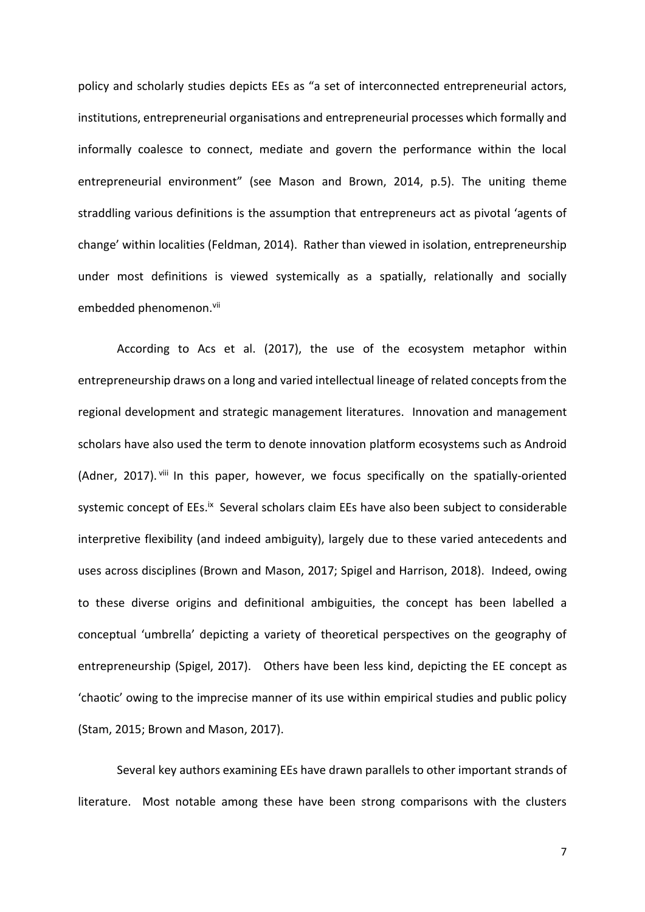policy and scholarly studies depicts EEs as "a set of interconnected entrepreneurial actors, institutions, entrepreneurial organisations and entrepreneurial processes which formally and informally coalesce to connect, mediate and govern the performance within the local entrepreneurial environment" (see Mason and Brown, 2014, p.5). The uniting theme straddling various definitions is the assumption that entrepreneurs act as pivotal 'agents of change' within localities (Feldman, 2014). Rather than viewed in isolation, entrepreneurship under most definitions is viewed systemically as a spatially, relationally and socially embedded phenomenon.[vii]

According to Acs et al. (2017), the use of the ecosystem metaphor within entrepreneurship draws on a long and varied intellectual lineage of related concepts from the regional development and strategic management literatures. Innovation and management scholars have also used the term to denote innovation platform ecosystems such as Android (Adner, 2017).[viii] In this paper, however, we focus specifically on the spatially-oriented systemic concept of EEs.[ix] Several scholars claim EEs have also been subject to considerable interpretive flexibility (and indeed ambiguity), largely due to these varied antecedents and uses across disciplines (Brown and Mason, 2017; Spigel and Harrison, 2018). Indeed, owing to these diverse origins and definitional ambiguities, the concept has been labelled a conceptual 'umbrella' depicting a variety of theoretical perspectives on the geography of entrepreneurship (Spigel, 2017). Others have been less kind, depicting the EE concept as 'chaotic' owing to the imprecise manner of its use within empirical studies and public policy (Stam, 2015; Brown and Mason, 2017).

Several key authors examining EEs have drawn parallels to other important strands of literature. Most notable among these have been strong comparisons with the clusters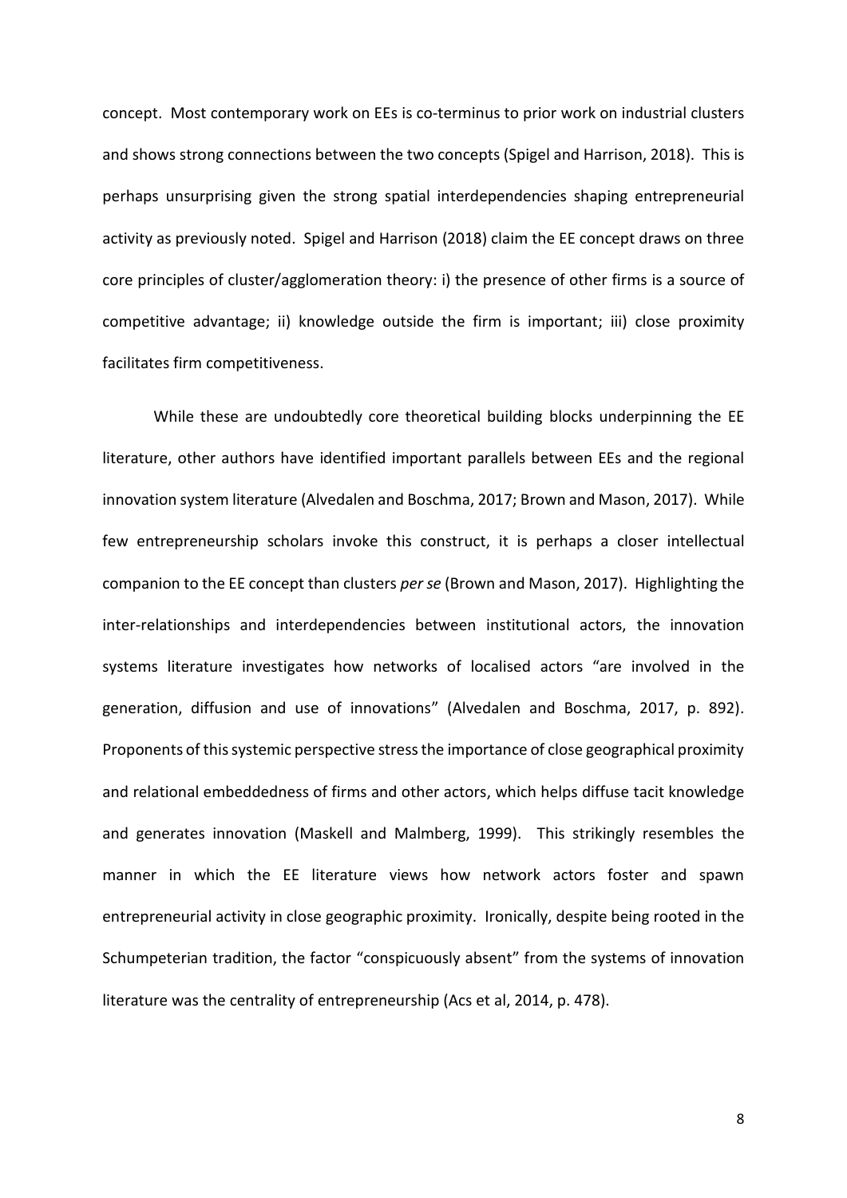concept. Most contemporary work on EEs is co-terminus to prior work on industrial clusters and shows strong connections between the two concepts (Spigel and Harrison, 2018). This is perhaps unsurprising given the strong spatial interdependencies shaping entrepreneurial activity as previously noted. Spigel and Harrison (2018) claim the EE concept draws on three core principles of cluster/agglomeration theory: i) the presence of other firms is a source of competitive advantage; ii) knowledge outside the firm is important; iii) close proximity facilitates firm competitiveness.

While these are undoubtedly core theoretical building blocks underpinning the EE literature, other authors have identified important parallels between EEs and the regional innovation system literature (Alvedalen and Boschma, 2017; Brown and Mason, 2017). While few entrepreneurship scholars invoke this construct, it is perhaps a closer intellectual companion to the EE concept than clusters *per se* (Brown and Mason, 2017). Highlighting the inter-relationships and interdependencies between institutional actors, the innovation systems literature investigates how networks of localised actors "are involved in the generation, diffusion and use of innovations" (Alvedalen and Boschma, 2017, p. 892). Proponents of this systemic perspective stress the importance of close geographical proximity and relational embeddedness of firms and other actors, which helps diffuse tacit knowledge and generates innovation (Maskell and Malmberg, 1999). This strikingly resembles the manner in which the EE literature views how network actors foster and spawn entrepreneurial activity in close geographic proximity. Ironically, despite being rooted in the Schumpeterian tradition, the factor "conspicuously absent" from the systems of innovation literature was the centrality of entrepreneurship (Acs et al, 2014, p. 478).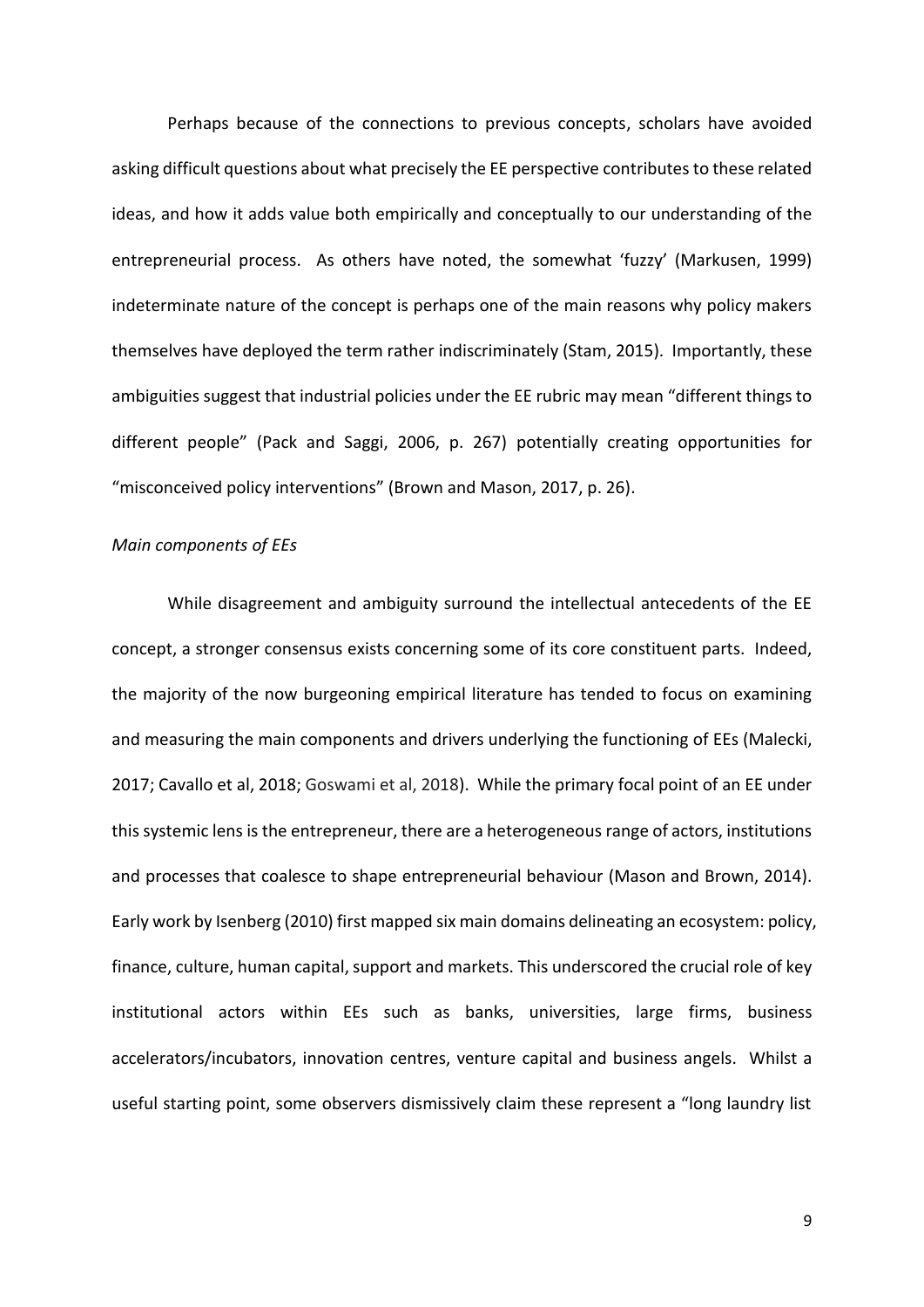Perhaps because of the connections to previous concepts, scholars have avoided asking difficult questions about what precisely the EE perspective contributes to these related ideas, and how it adds value both empirically and conceptually to our understanding of the entrepreneurial process. As others have noted, the somewhat 'fuzzy' (Markusen, 1999) indeterminate nature of the concept is perhaps one of the main reasons why policy makers themselves have deployed the term rather indiscriminately (Stam, 2015). Importantly, these ambiguities suggest that industrial policies under the EE rubric may mean "different things to different people" (Pack and Saggi, 2006, p. 267) potentially creating opportunities for "misconceived policy interventions" (Brown and Mason, 2017, p. 26).

*Main components of EEs*

While disagreement and ambiguity surround the intellectual antecedents of the EE concept, a stronger consensus exists concerning some of its core constituent parts. Indeed, the majority of the now burgeoning empirical literature has tended to focus on examining and measuring the main components and drivers underlying the functioning of EEs (Malecki, 2017; Cavallo et al, 2018; Goswami et al, 2018). While the primary focal point of an EE under this systemic lens is the entrepreneur, there are a heterogeneous range of actors, institutions and processes that coalesce to shape entrepreneurial behaviour (Mason and Brown, 2014). Early work by Isenberg (2010) first mapped six main domains delineating an ecosystem: policy, finance, culture, human capital, support and markets. This underscored the crucial role of key institutional actors within EEs such as banks, universities, large firms, business accelerators/incubators, innovation centres, venture capital and business angels. Whilst a useful starting point, some observers dismissively claim these represent a "long laundry list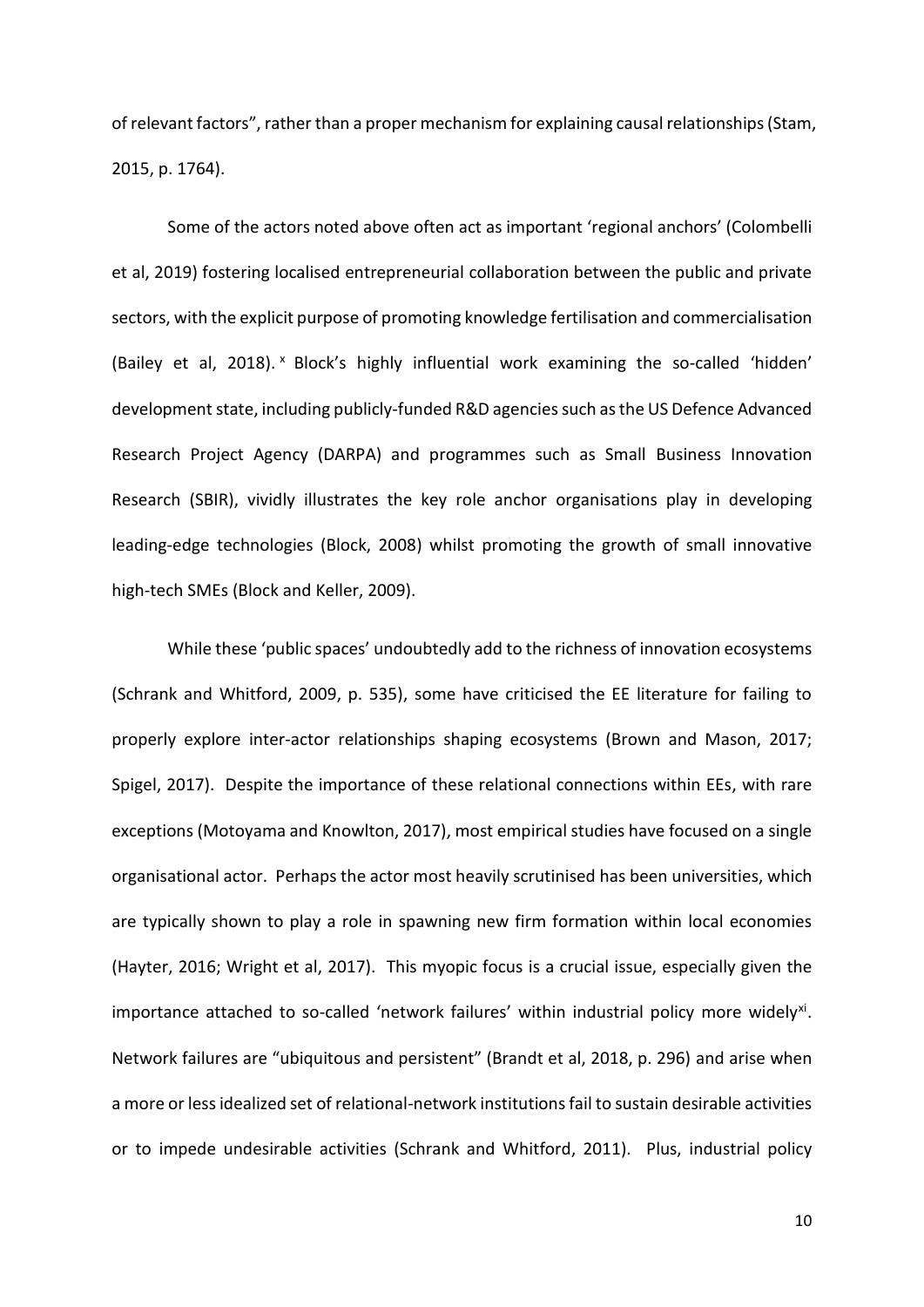of relevant factors", rather than a proper mechanism for explaining causal relationships (Stam, 2015, p. 1764).

Some of the actors noted above often act as important 'regional anchors' (Colombelli et al, 2019) fostering localised entrepreneurial collaboration between the public and private sectors, with the explicit purpose of promoting knowledge fertilisation and commercialisation (Bailey et al, 2018).[x] Block's highly influential work examining the so-called 'hidden' development state, including publicly-funded R&D agencies such as the US Defence Advanced Research Project Agency (DARPA) and programmes such as Small Business Innovation Research (SBIR), vividly illustrates the key role anchor organisations play in developing leading-edge technologies (Block, 2008) whilst promoting the growth of small innovative high-tech SMEs (Block and Keller, 2009).

While these 'public spaces' undoubtedly add to the richness of innovation ecosystems (Schrank and Whitford, 2009, p. 535), some have criticised the EE literature for failing to properly explore inter-actor relationships shaping ecosystems (Brown and Mason, 2017; Spigel, 2017). Despite the importance of these relational connections within EEs, with rare exceptions (Motoyama and Knowlton, 2017), most empirical studies have focused on a single organisational actor. Perhaps the actor most heavily scrutinised has been universities, which are typically shown to play a role in spawning new firm formation within local economies (Hayter, 2016; Wright et al, 2017). This myopic focus is a crucial issue, especially given the importance attached to so-called 'network failures' within industrial policy more widely[xi]. Network failures are "ubiquitous and persistent" (Brandt et al, 2018, p. 296) and arise when a more or less idealized set of relational-network institutions fail to sustain desirable activities or to impede undesirable activities (Schrank and Whitford, 2011). Plus, industrial policy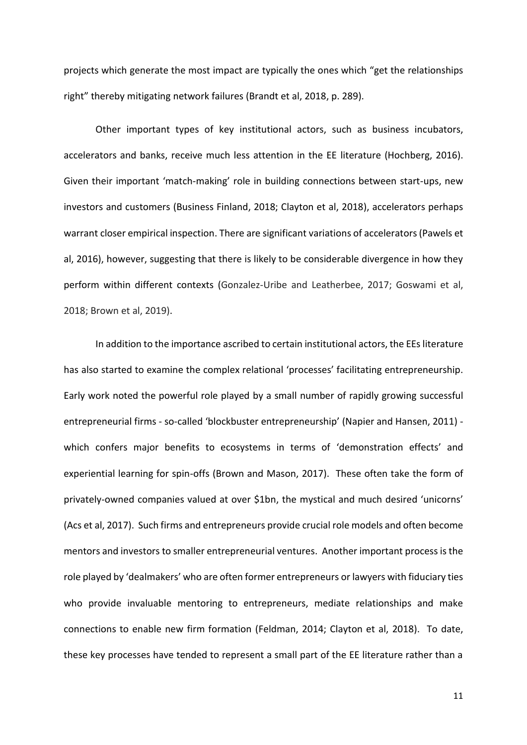projects which generate the most impact are typically the ones which "get the relationships right" thereby mitigating network failures (Brandt et al, 2018, p. 289).

Other important types of key institutional actors, such as business incubators, accelerators and banks, receive much less attention in the EE literature (Hochberg, 2016). Given their important 'match-making' role in building connections between start-ups, new investors and customers (Business Finland, 2018; Clayton et al, 2018), accelerators perhaps warrant closer empirical inspection. There are significant variations of accelerators (Pawels et al, 2016), however, suggesting that there is likely to be considerable divergence in how they perform within different contexts (Gonzalez-Uribe and Leatherbee, 2017; Goswami et al, 2018; Brown et al, 2019).

In addition to the importance ascribed to certain institutional actors, the EEs literature has also started to examine the complex relational 'processes' facilitating entrepreneurship. Early work noted the powerful role played by a small number of rapidly growing successful entrepreneurial firms - so-called 'blockbuster entrepreneurship' (Napier and Hansen, 2011) - which confers major benefits to ecosystems in terms of 'demonstration effects' and experiential learning for spin-offs (Brown and Mason, 2017). These often take the form of privately-owned companies valued at over \$1bn, the mystical and much desired 'unicorns' (Acs et al, 2017). Such firms and entrepreneurs provide crucial role models and often become mentors and investors to smaller entrepreneurial ventures. Another important process is the role played by 'dealmakers' who are often former entrepreneurs or lawyers with fiduciary ties who provide invaluable mentoring to entrepreneurs, mediate relationships and make connections to enable new firm formation (Feldman, 2014; Clayton et al, 2018). To date, these key processes have tended to represent a small part of the EE literature rather than a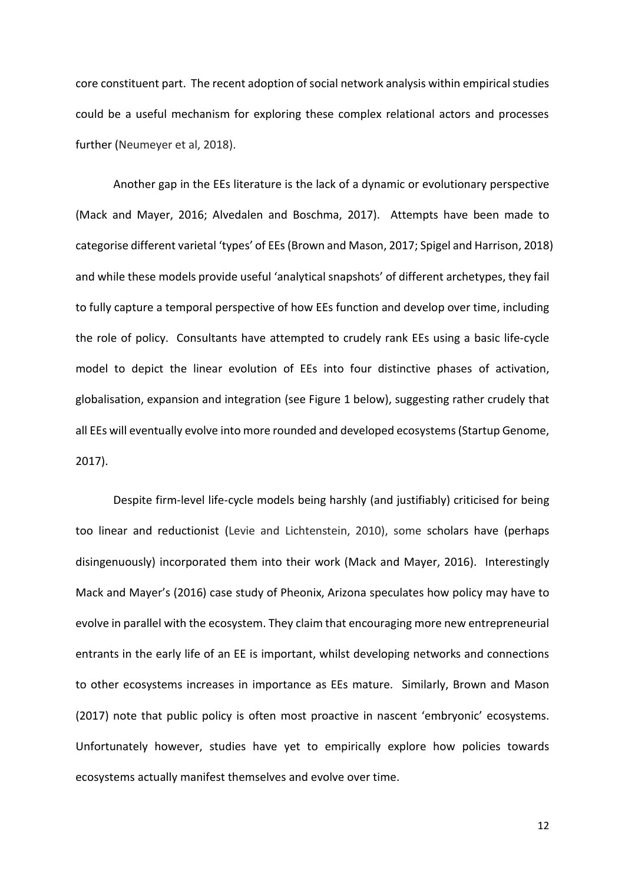core constituent part. The recent adoption of social network analysis within empirical studies could be a useful mechanism for exploring these complex relational actors and processes further (Neumeyer et al, 2018).

Another gap in the EEs literature is the lack of a dynamic or evolutionary perspective (Mack and Mayer, 2016; Alvedalen and Boschma, 2017). Attempts have been made to categorise different varietal 'types' of EEs (Brown and Mason, 2017; Spigel and Harrison, 2018) and while these models provide useful 'analytical snapshots' of different archetypes, they fail to fully capture a temporal perspective of how EEs function and develop over time, including the role of policy. Consultants have attempted to crudely rank EEs using a basic life-cycle model to depict the linear evolution of EEs into four distinctive phases of activation, globalisation, expansion and integration (see Figure 1 below), suggesting rather crudely that all EEs will eventually evolve into more rounded and developed ecosystems (Startup Genome, 2017).

Despite firm-level life-cycle models being harshly (and justifiably) criticised for being too linear and reductionist (Levie and Lichtenstein, 2010), some scholars have (perhaps disingenuously) incorporated them into their work (Mack and Mayer, 2016). Interestingly Mack and Mayer's (2016) case study of Pheonix, Arizona speculates how policy may have to evolve in parallel with the ecosystem. They claim that encouraging more new entrepreneurial entrants in the early life of an EE is important, whilst developing networks and connections to other ecosystems increases in importance as EEs mature. Similarly, Brown and Mason (2017) note that public policy is often most proactive in nascent 'embryonic' ecosystems. Unfortunately however, studies have yet to empirically explore how policies towards ecosystems actually manifest themselves and evolve over time.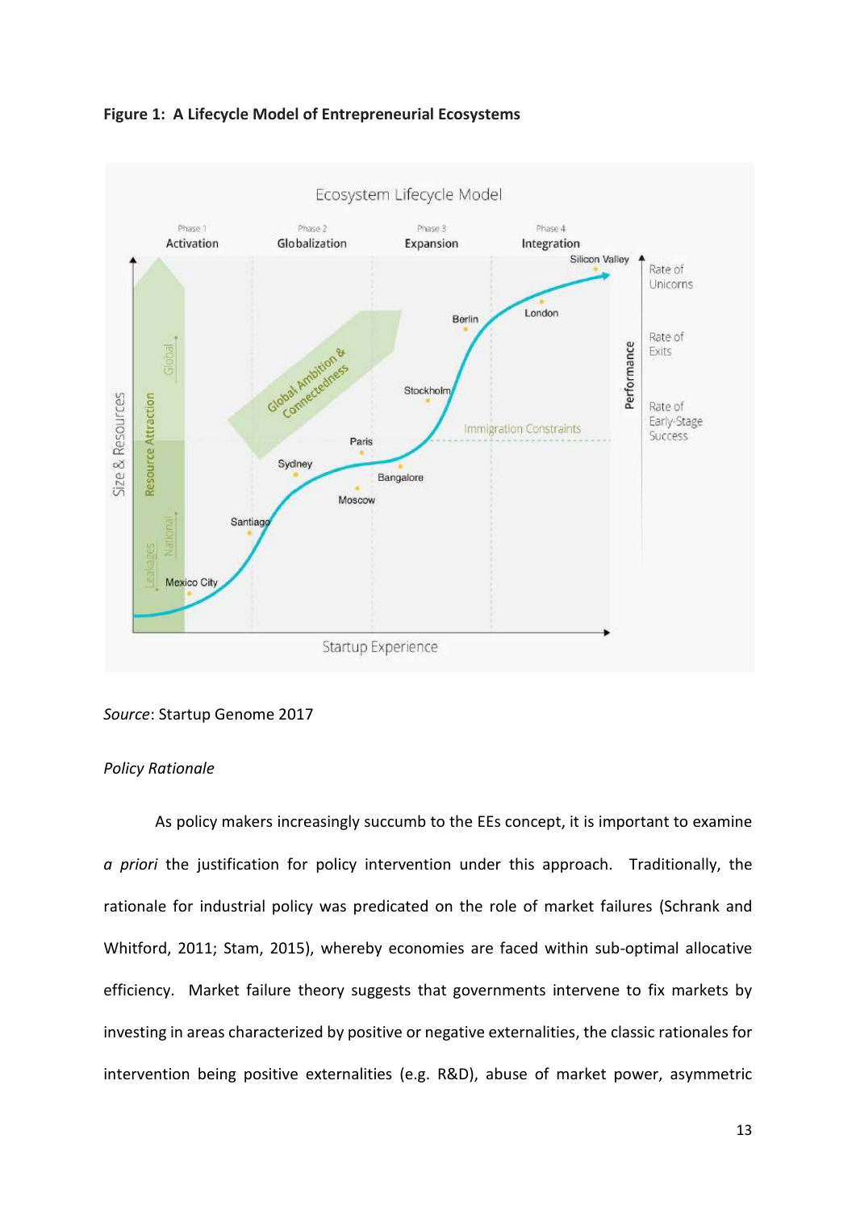**Figure 1: A Lifecycle Model of Entrepreneurial Ecosystems**

*Source*: Startup Genome 2017

*Policy Rationale*

As policy makers increasingly succumb to the EEs concept, it is important to examine *a priori* the justification for policy intervention under this approach. Traditionally, the rationale for industrial policy was predicated on the role of market failures (Schrank and Whitford, 2011; Stam, 2015), whereby economies are faced within sub-optimal allocative efficiency. Market failure theory suggests that governments intervene to fix markets by investing in areas characterized by positive or negative externalities, the classic rationales for intervention being positive externalities (e.g. R&D), abuse of market power, asymmetric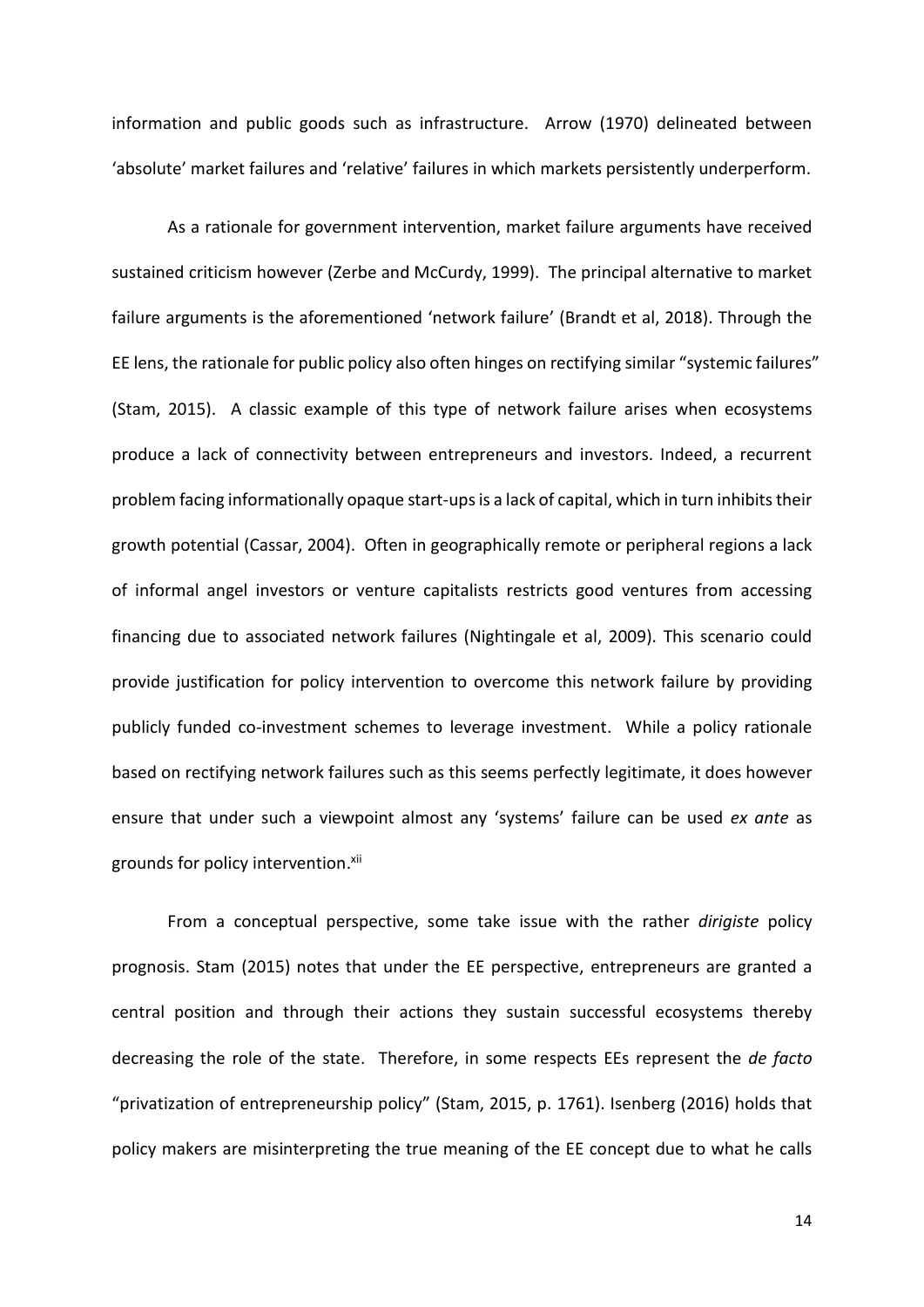information and public goods such as infrastructure. Arrow (1970) delineated between 'absolute' market failures and 'relative' failures in which markets persistently underperform.

As a rationale for government intervention, market failure arguments have received sustained criticism however (Zerbe and McCurdy, 1999). The principal alternative to market failure arguments is the aforementioned 'network failure' (Brandt et al, 2018). Through the EE lens, the rationale for public policy also often hinges on rectifying similar "systemic failures" (Stam, 2015). A classic example of this type of network failure arises when ecosystems produce a lack of connectivity between entrepreneurs and investors. Indeed, a recurrent problem facing informationally opaque start-ups is a lack of capital, which in turn inhibits their growth potential (Cassar, 2004). Often in geographically remote or peripheral regions a lack of informal angel investors or venture capitalists restricts good ventures from accessing financing due to associated network failures (Nightingale et al, 2009). This scenario could provide justification for policy intervention to overcome this network failure by providing publicly funded co-investment schemes to leverage investment. While a policy rationale based on rectifying network failures such as this seems perfectly legitimate, it does however ensure that under such a viewpoint almost any 'systems' failure can be used *ex ante* as grounds for policy intervention.[xii]

From a conceptual perspective, some take issue with the rather *dirigiste* policy prognosis. Stam (2015) notes that under the EE perspective, entrepreneurs are granted a central position and through their actions they sustain successful ecosystems thereby decreasing the role of the state. Therefore, in some respects EEs represent the *de facto* "privatization of entrepreneurship policy" (Stam, 2015, p. 1761). Isenberg (2016) holds that policy makers are misinterpreting the true meaning of the EE concept due to what he calls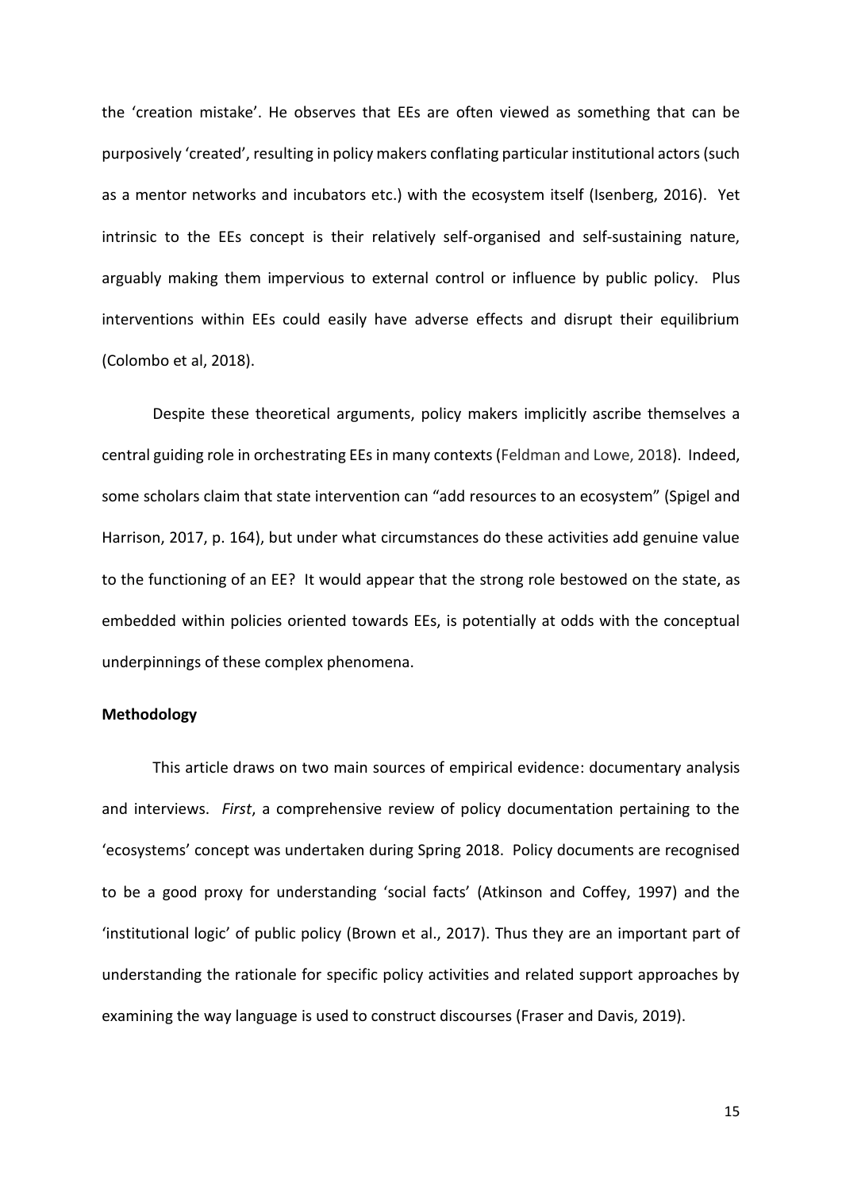the 'creation mistake'. He observes that EEs are often viewed as something that can be purposively 'created', resulting in policy makers conflating particular institutional actors (such as a mentor networks and incubators etc.) with the ecosystem itself (Isenberg, 2016). Yet intrinsic to the EEs concept is their relatively self-organised and self-sustaining nature, arguably making them impervious to external control or influence by public policy. Plus interventions within EEs could easily have adverse effects and disrupt their equilibrium (Colombo et al, 2018).

Despite these theoretical arguments, policy makers implicitly ascribe themselves a central guiding role in orchestrating EEs in many contexts (Feldman and Lowe, 2018). Indeed, some scholars claim that state intervention can "add resources to an ecosystem" (Spigel and Harrison, 2017, p. 164), but under what circumstances do these activities add genuine value to the functioning of an EE? It would appear that the strong role bestowed on the state, as embedded within policies oriented towards EEs, is potentially at odds with the conceptual underpinnings of these complex phenomena.

**Methodology**

This article draws on two main sources of empirical evidence: documentary analysis and interviews. *First*, a comprehensive review of policy documentation pertaining to the 'ecosystems' concept was undertaken during Spring 2018. Policy documents are recognised to be a good proxy for understanding 'social facts' (Atkinson and Coffey, 1997) and the 'institutional logic' of public policy (Brown et al., 2017). Thus they are an important part of understanding the rationale for specific policy activities and related support approaches by examining the way language is used to construct discourses (Fraser and Davis, 2019).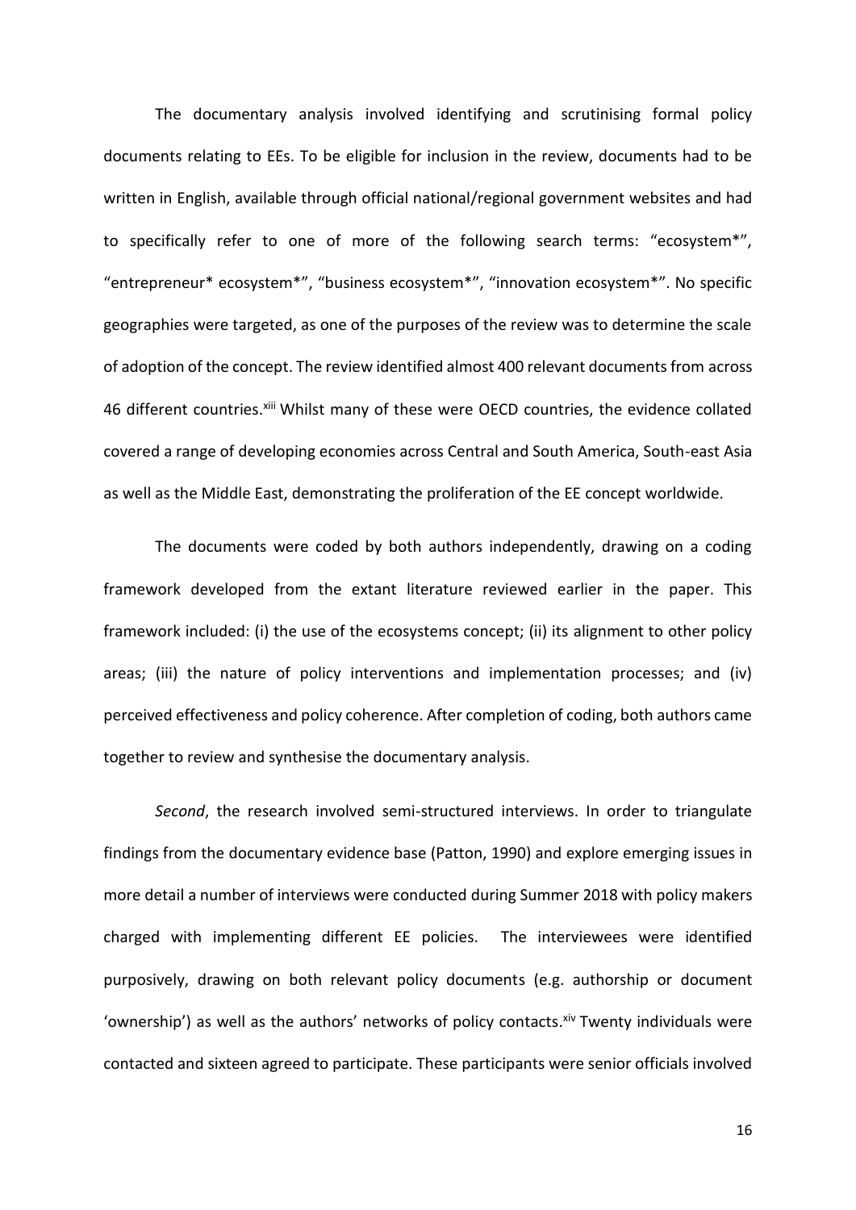The documentary analysis involved identifying and scrutinising formal policy documents relating to EEs. To be eligible for inclusion in the review, documents had to be written in English, available through official national/regional government websites and had to specifically refer to one of more of the following search terms: "ecosystem*", "entrepreneur* ecosystem*", "business ecosystem*", "innovation ecosystem*". No specific geographies were targeted, as one of the purposes of the review was to determine the scale of adoption of the concept. The review identified almost 400 relevant documents from across 46 different countries.[xiii] Whilst many of these were OECD countries, the evidence collated covered a range of developing economies across Central and South America, South-east Asia as well as the Middle East, demonstrating the proliferation of the EE concept worldwide.

The documents were coded by both authors independently, drawing on a coding framework developed from the extant literature reviewed earlier in the paper. This framework included: (i) the use of the ecosystems concept; (ii) its alignment to other policy areas; (iii) the nature of policy interventions and implementation processes; and (iv) perceived effectiveness and policy coherence. After completion of coding, both authors came together to review and synthesise the documentary analysis.

*Second*, the research involved semi-structured interviews. In order to triangulate findings from the documentary evidence base (Patton, 1990) and explore emerging issues in more detail a number of interviews were conducted during Summer 2018 with policy makers charged with implementing different EE policies. The interviewees were identified purposively, drawing on both relevant policy documents (e.g. authorship or document 'ownership') as well as the authors' networks of policy contacts.[xiv] Twenty individuals were contacted and sixteen agreed to participate. These participants were senior officials involved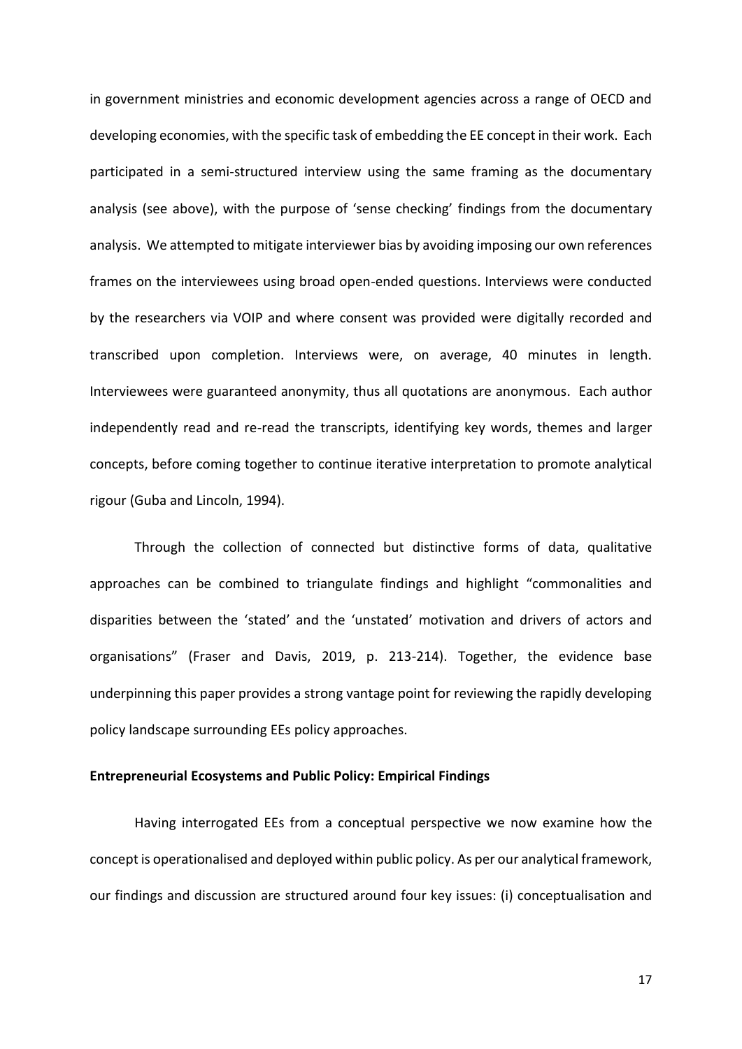in government ministries and economic development agencies across a range of OECD and developing economies, with the specific task of embedding the EE concept in their work. Each participated in a semi-structured interview using the same framing as the documentary analysis (see above), with the purpose of 'sense checking' findings from the documentary analysis. We attempted to mitigate interviewer bias by avoiding imposing our own references frames on the interviewees using broad open-ended questions. Interviews were conducted by the researchers via VOIP and where consent was provided were digitally recorded and transcribed upon completion. Interviews were, on average, 40 minutes in length. Interviewees were guaranteed anonymity, thus all quotations are anonymous. Each author independently read and re-read the transcripts, identifying key words, themes and larger concepts, before coming together to continue iterative interpretation to promote analytical rigour (Guba and Lincoln, 1994).

Through the collection of connected but distinctive forms of data, qualitative approaches can be combined to triangulate findings and highlight "commonalities and disparities between the 'stated' and the 'unstated' motivation and drivers of actors and organisations" (Fraser and Davis, 2019, p. 213-214). Together, the evidence base underpinning this paper provides a strong vantage point for reviewing the rapidly developing policy landscape surrounding EEs policy approaches.

**Entrepreneurial Ecosystems and Public Policy: Empirical Findings**

Having interrogated EEs from a conceptual perspective we now examine how the concept is operationalised and deployed within public policy. As per our analytical framework, our findings and discussion are structured around four key issues: (i) conceptualisation and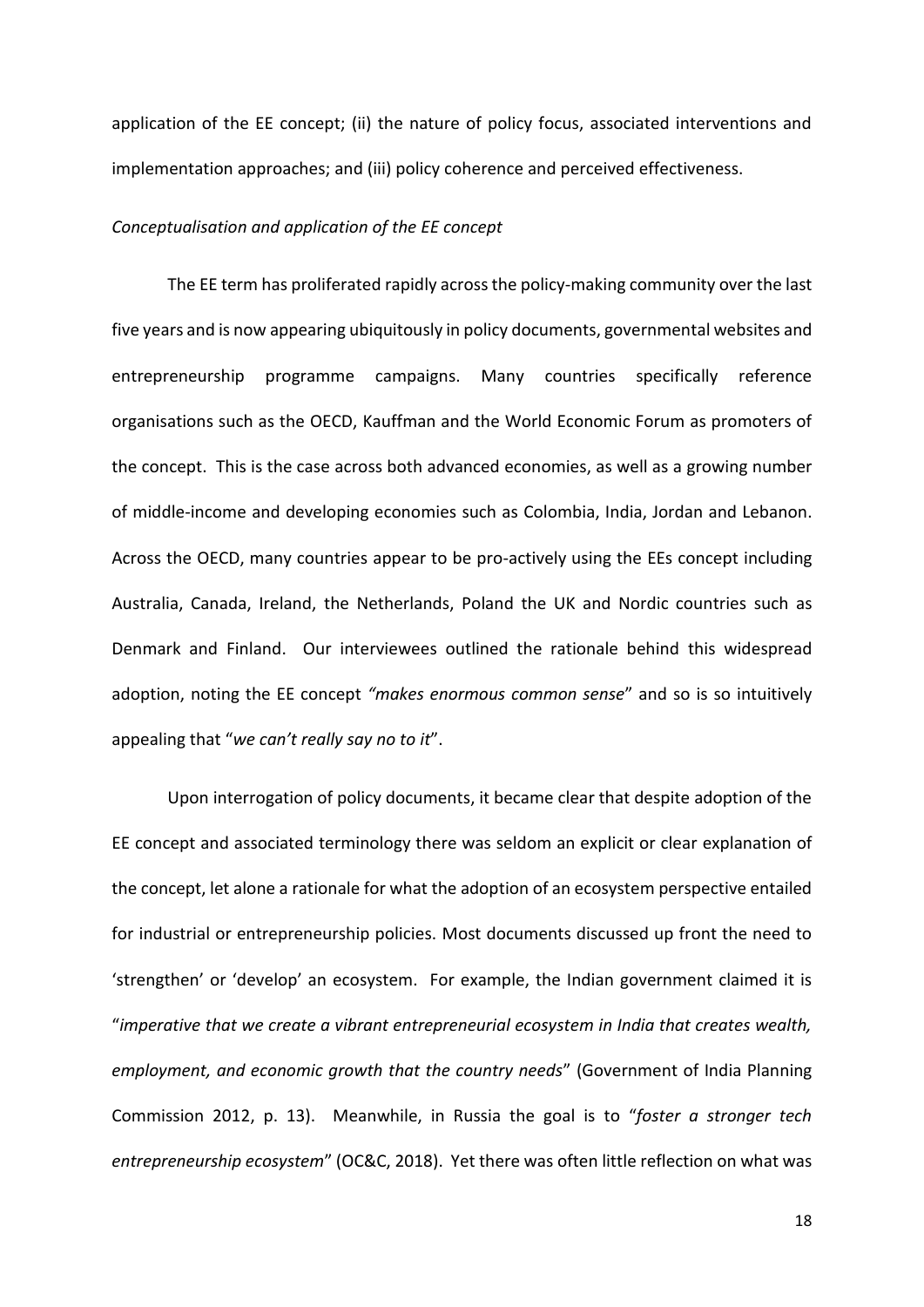application of the EE concept; (ii) the nature of policy focus, associated interventions and implementation approaches; and (iii) policy coherence and perceived effectiveness.

*Conceptualisation and application of the EE concept*

The EE term has proliferated rapidly across the policy-making community over the last five years and is now appearing ubiquitously in policy documents, governmental websites and entrepreneurship programme campaigns. Many countries specifically reference organisations such as the OECD, Kauffman and the World Economic Forum as promoters of the concept. This is the case across both advanced economies, as well as a growing number of middle-income and developing economies such as Colombia, India, Jordan and Lebanon. Across the OECD, many countries appear to be pro-actively using the EEs concept including Australia, Canada, Ireland, the Netherlands, Poland the UK and Nordic countries such as Denmark and Finland. Our interviewees outlined the rationale behind this widespread adoption, noting the EE concept *"makes enormous common sense*" and so is so intuitively appealing that "*we can't really say no to it*".

Upon interrogation of policy documents, it became clear that despite adoption of the EE concept and associated terminology there was seldom an explicit or clear explanation of the concept, let alone a rationale for what the adoption of an ecosystem perspective entailed for industrial or entrepreneurship policies. Most documents discussed up front the need to 'strengthen' or 'develop' an ecosystem. For example, the Indian government claimed it is "*imperative that we create a vibrant entrepreneurial ecosystem in India that creates wealth, employment, and economic growth that the country needs*" (Government of India Planning Commission 2012, p. 13). Meanwhile, in Russia the goal is to "*foster a stronger tech entrepreneurship ecosystem*" (OC&C, 2018). Yet there was often little reflection on what was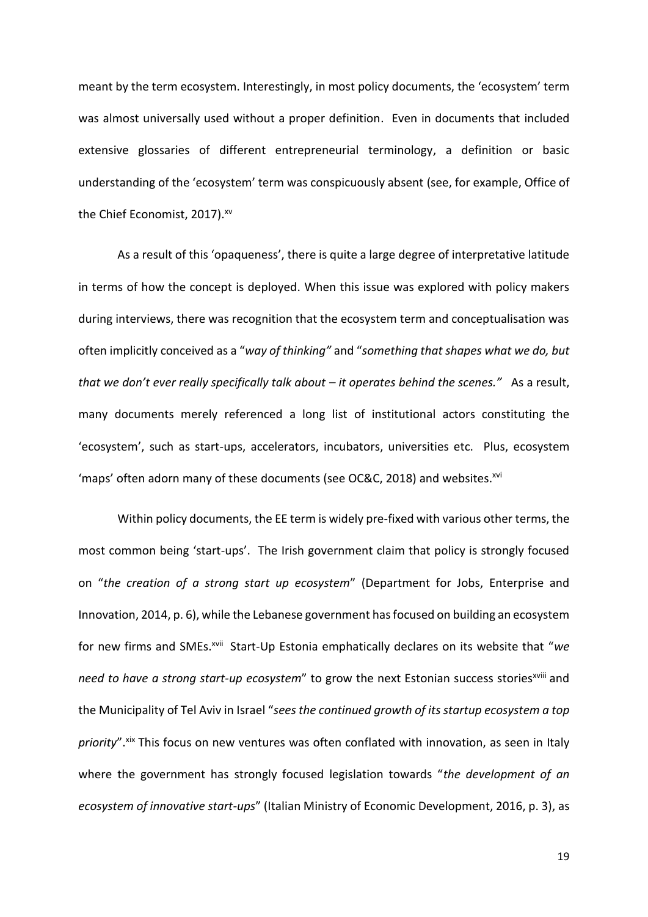meant by the term ecosystem. Interestingly, in most policy documents, the 'ecosystem' term was almost universally used without a proper definition. Even in documents that included extensive glossaries of different entrepreneurial terminology, a definition or basic understanding of the 'ecosystem' term was conspicuously absent (see, for example, Office of the Chief Economist, 2017).[xv]

As a result of this 'opaqueness', there is quite a large degree of interpretative latitude in terms of how the concept is deployed. When this issue was explored with policy makers during interviews, there was recognition that the ecosystem term and conceptualisation was often implicitly conceived as a "*way of thinking"* and "*something that shapes what we do, but that we don't ever really specifically talk about – it operates behind the scenes."* As a result, many documents merely referenced a long list of institutional actors constituting the 'ecosystem', such as start-ups, accelerators, incubators, universities etc. Plus, ecosystem 'maps' often adorn many of these documents (see OC&C, 2018) and websites.[xvi]

Within policy documents, the EE term is widely pre-fixed with various other terms, the most common being 'start-ups'. The Irish government claim that policy is strongly focused on "*the creation of a strong start up ecosystem*" (Department for Jobs, Enterprise and Innovation, 2014, p. 6), while the Lebanese government has focused on building an ecosystem for new firms and SMEs.[xvii] Start-Up Estonia emphatically declares on its website that "*we need to have a strong start-up ecosystem*" to grow the next Estonian success stories[xviii] and the Municipality of Tel Aviv in Israel "*sees the continued growth of its startup ecosystem a top priority*".[xix] This focus on new ventures was often conflated with innovation, as seen in Italy where the government has strongly focused legislation towards "*the development of an ecosystem of innovative start-ups*" (Italian Ministry of Economic Development, 2016, p. 3), as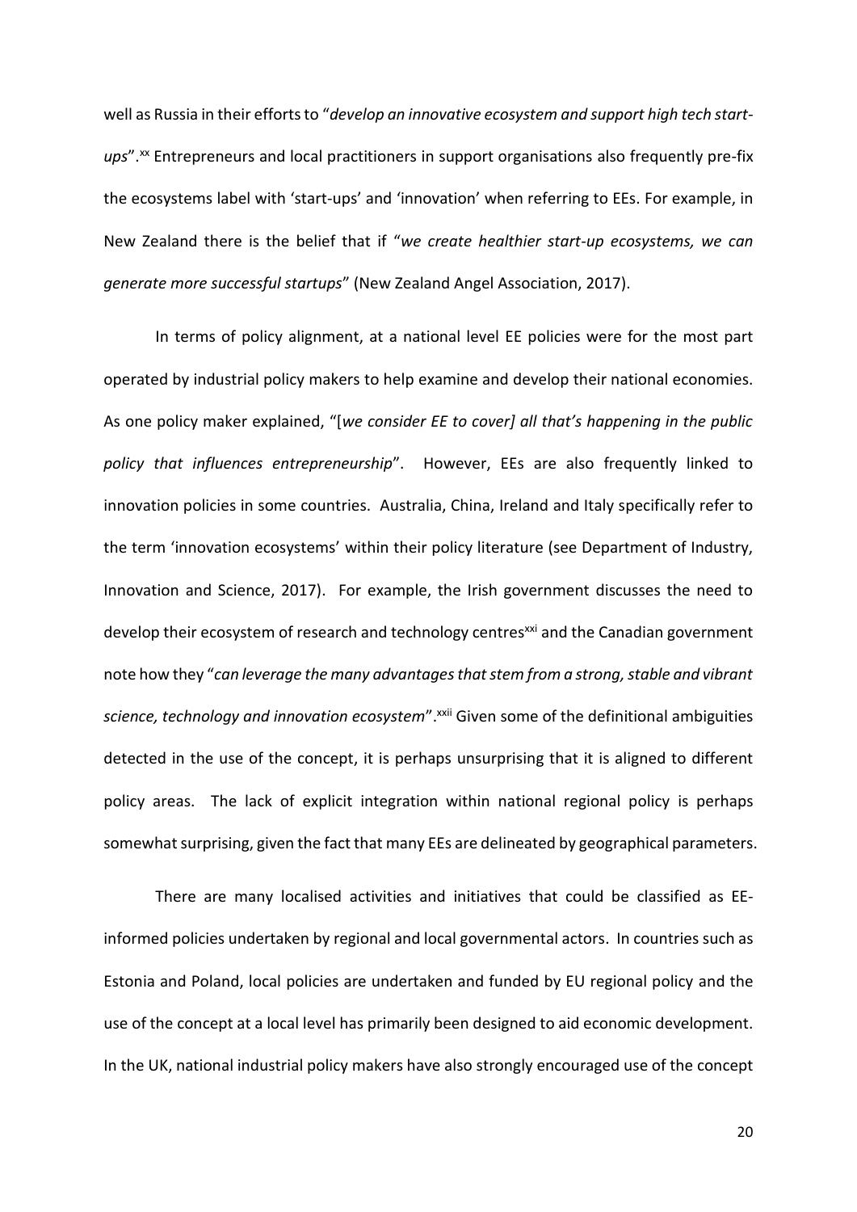well as Russia in their efforts to "*develop an innovative ecosystem and support high tech start-ups*".[xx] Entrepreneurs and local practitioners in support organisations also frequently pre-fix the ecosystems label with 'start-ups' and 'innovation' when referring to EEs. For example, in New Zealand there is the belief that if "*we create healthier start-up ecosystems, we can generate more successful startups*" (New Zealand Angel Association, 2017).

In terms of policy alignment, at a national level EE policies were for the most part operated by industrial policy makers to help examine and develop their national economies. As one policy maker explained, "[*we consider EE to cover] all that's happening in the public policy that influences entrepreneurship*". However, EEs are also frequently linked to innovation policies in some countries. Australia, China, Ireland and Italy specifically refer to the term 'innovation ecosystems' within their policy literature (see Department of Industry, Innovation and Science, 2017). For example, the Irish government discusses the need to develop their ecosystem of research and technology centres[xxi] and the Canadian government note how they "*can leverage the many advantages that stem from a strong, stable and vibrant science, technology and innovation ecosystem*".[xxii] Given some of the definitional ambiguities detected in the use of the concept, it is perhaps unsurprising that it is aligned to different policy areas. The lack of explicit integration within national regional policy is perhaps somewhat surprising, given the fact that many EEs are delineated by geographical parameters.

There are many localised activities and initiatives that could be classified as EE-informed policies undertaken by regional and local governmental actors. In countries such as Estonia and Poland, local policies are undertaken and funded by EU regional policy and the use of the concept at a local level has primarily been designed to aid economic development. In the UK, national industrial policy makers have also strongly encouraged use of the concept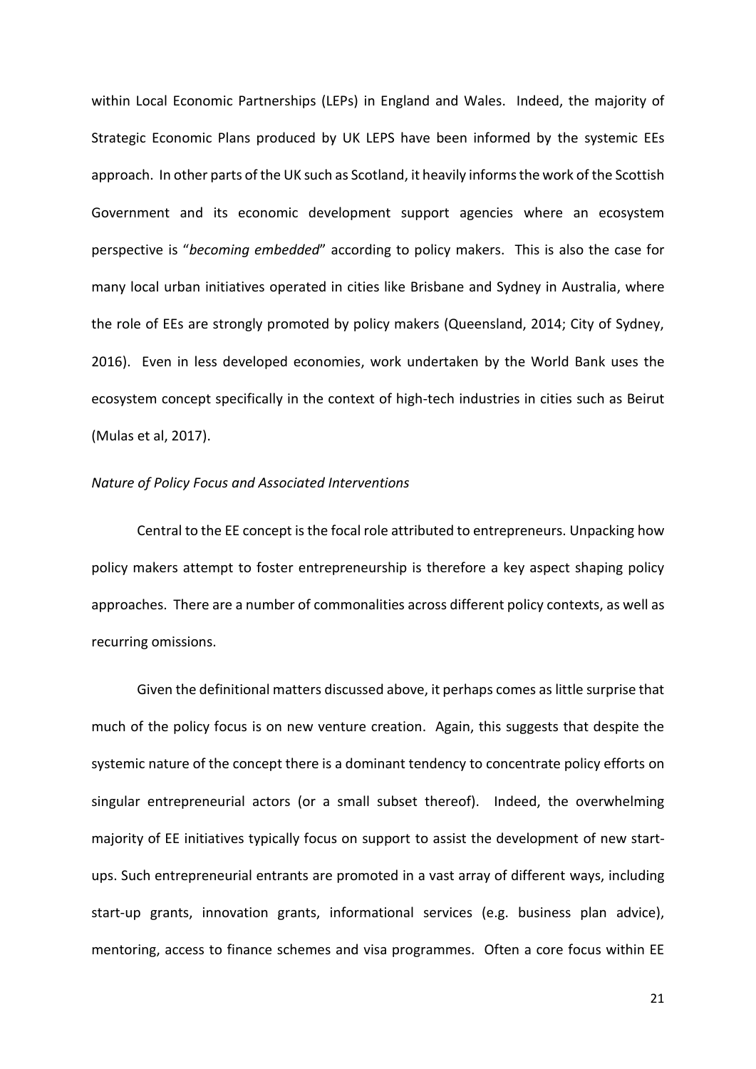within Local Economic Partnerships (LEPs) in England and Wales. Indeed, the majority of Strategic Economic Plans produced by UK LEPS have been informed by the systemic EEs approach. In other parts of the UK such as Scotland, it heavily informs the work of the Scottish Government and its economic development support agencies where an ecosystem perspective is "*becoming embedded*" according to policy makers. This is also the case for many local urban initiatives operated in cities like Brisbane and Sydney in Australia, where the role of EEs are strongly promoted by policy makers (Queensland, 2014; City of Sydney, 2016). Even in less developed economies, work undertaken by the World Bank uses the ecosystem concept specifically in the context of high-tech industries in cities such as Beirut (Mulas et al, 2017).

*Nature of Policy Focus and Associated Interventions*

Central to the EE concept is the focal role attributed to entrepreneurs. Unpacking how policy makers attempt to foster entrepreneurship is therefore a key aspect shaping policy approaches. There are a number of commonalities across different policy contexts, as well as recurring omissions.

Given the definitional matters discussed above, it perhaps comes as little surprise that much of the policy focus is on new venture creation. Again, this suggests that despite the systemic nature of the concept there is a dominant tendency to concentrate policy efforts on singular entrepreneurial actors (or a small subset thereof). Indeed, the overwhelming majority of EE initiatives typically focus on support to assist the development of new start-ups. Such entrepreneurial entrants are promoted in a vast array of different ways, including start-up grants, innovation grants, informational services (e.g. business plan advice), mentoring, access to finance schemes and visa programmes. Often a core focus within EE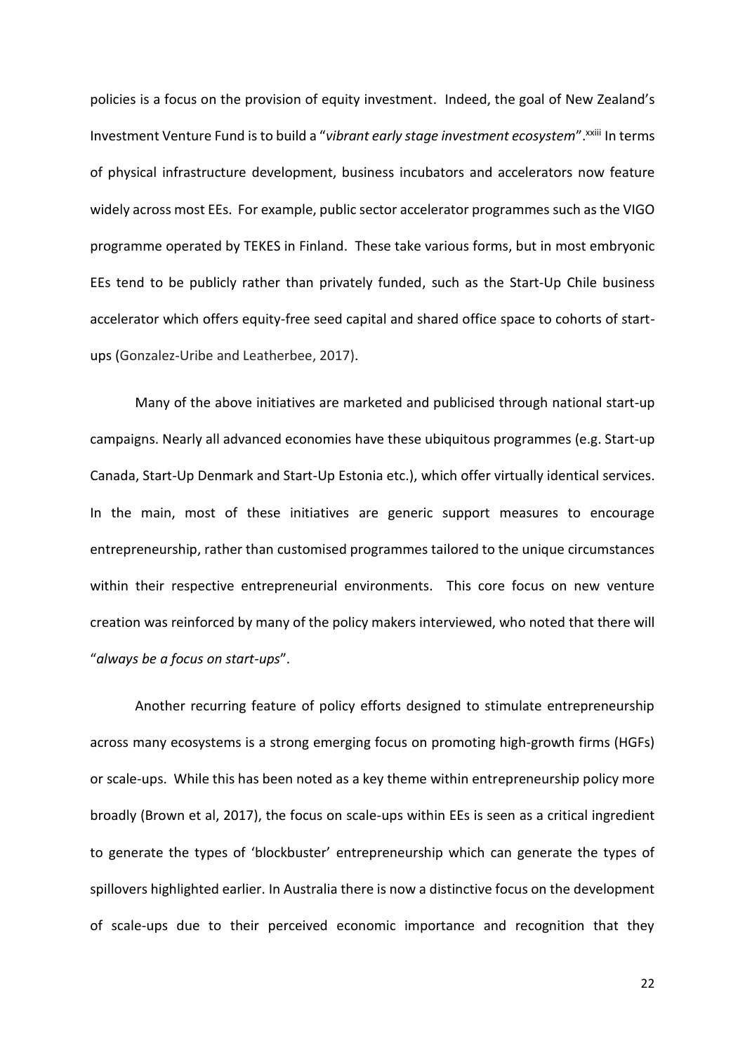policies is a focus on the provision of equity investment. Indeed, the goal of New Zealand's Investment Venture Fund is to build a "*vibrant early stage investment ecosystem*".[xxiii] In terms of physical infrastructure development, business incubators and accelerators now feature widely across most EEs. For example, public sector accelerator programmes such as the VIGO programme operated by TEKES in Finland. These take various forms, but in most embryonic EEs tend to be publicly rather than privately funded, such as the Start-Up Chile business accelerator which offers equity-free seed capital and shared office space to cohorts of start-ups (Gonzalez-Uribe and Leatherbee, 2017).

Many of the above initiatives are marketed and publicised through national start-up campaigns. Nearly all advanced economies have these ubiquitous programmes (e.g. Start-up Canada, Start-Up Denmark and Start-Up Estonia etc.), which offer virtually identical services. In the main, most of these initiatives are generic support measures to encourage entrepreneurship, rather than customised programmes tailored to the unique circumstances within their respective entrepreneurial environments. This core focus on new venture creation was reinforced by many of the policy makers interviewed, who noted that there will "*always be a focus on start-ups*".

Another recurring feature of policy efforts designed to stimulate entrepreneurship across many ecosystems is a strong emerging focus on promoting high-growth firms (HGFs) or scale-ups. While this has been noted as a key theme within entrepreneurship policy more broadly (Brown et al, 2017), the focus on scale-ups within EEs is seen as a critical ingredient to generate the types of 'blockbuster' entrepreneurship which can generate the types of spillovers highlighted earlier. In Australia there is now a distinctive focus on the development of scale-ups due to their perceived economic importance and recognition that they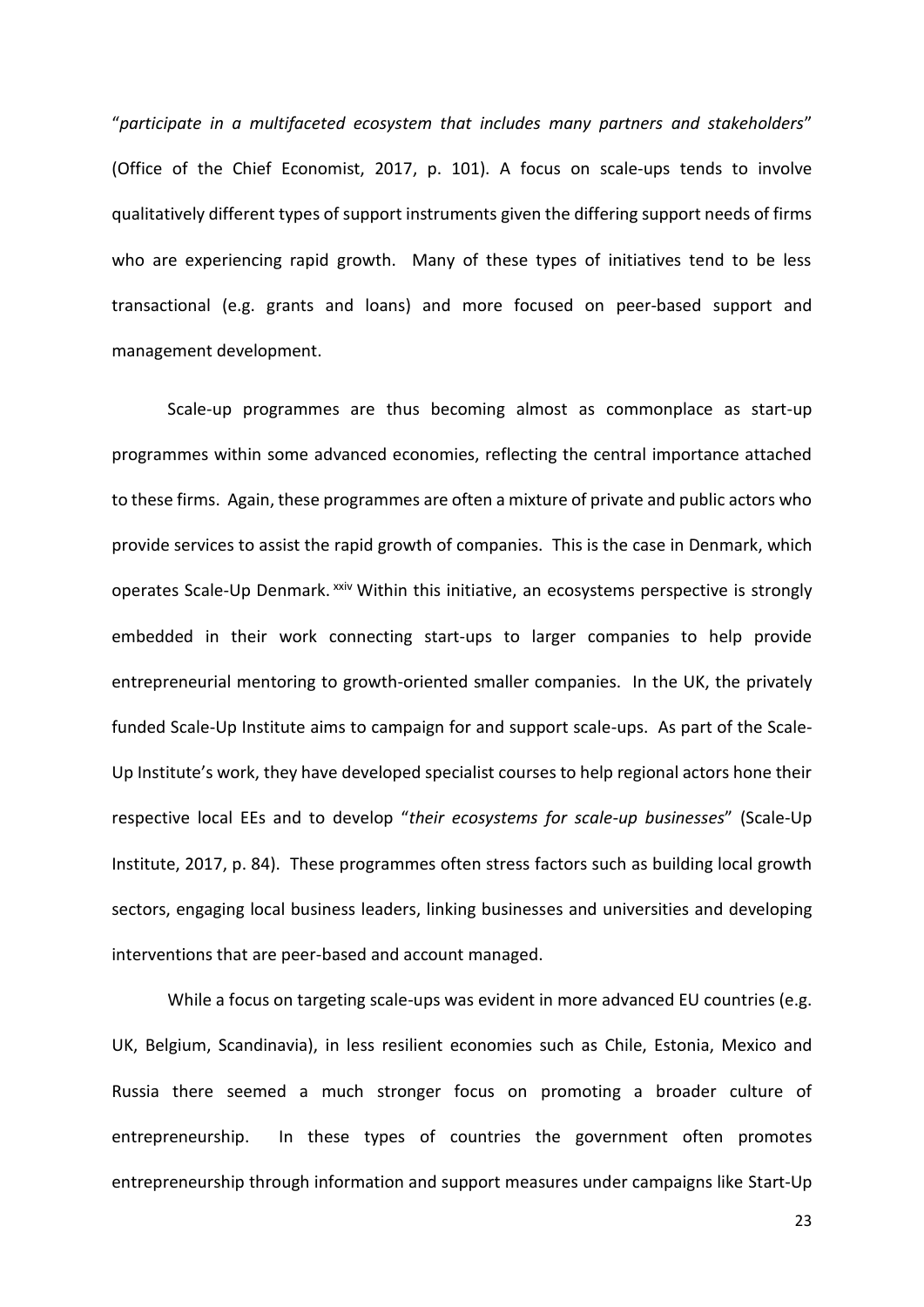"*participate in a multifaceted ecosystem that includes many partners and stakeholders*" (Office of the Chief Economist, 2017, p. 101). A focus on scale-ups tends to involve qualitatively different types of support instruments given the differing support needs of firms who are experiencing rapid growth. Many of these types of initiatives tend to be less transactional (e.g. grants and loans) and more focused on peer-based support and management development.

Scale-up programmes are thus becoming almost as commonplace as start-up programmes within some advanced economies, reflecting the central importance attached to these firms. Again, these programmes are often a mixture of private and public actors who provide services to assist the rapid growth of companies. This is the case in Denmark, which operates Scale-Up Denmark.[xxiv] Within this initiative, an ecosystems perspective is strongly embedded in their work connecting start-ups to larger companies to help provide entrepreneurial mentoring to growth-oriented smaller companies. In the UK, the privately funded Scale-Up Institute aims to campaign for and support scale-ups. As part of the Scale-Up Institute's work, they have developed specialist courses to help regional actors hone their respective local EEs and to develop "*their ecosystems for scale-up businesses*" (Scale-Up Institute, 2017, p. 84). These programmes often stress factors such as building local growth sectors, engaging local business leaders, linking businesses and universities and developing interventions that are peer-based and account managed.

While a focus on targeting scale-ups was evident in more advanced EU countries (e.g. UK, Belgium, Scandinavia), in less resilient economies such as Chile, Estonia, Mexico and Russia there seemed a much stronger focus on promoting a broader culture of entrepreneurship. In these types of countries the government often promotes entrepreneurship through information and support measures under campaigns like Start-Up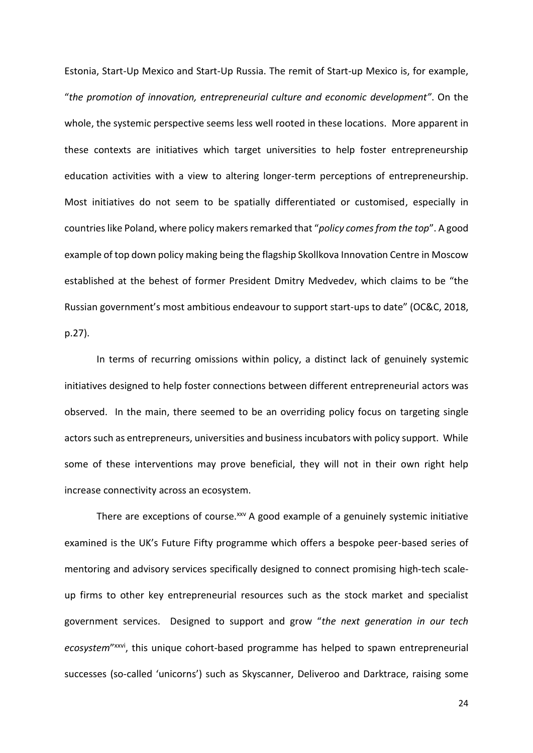Estonia, Start-Up Mexico and Start-Up Russia. The remit of Start-up Mexico is, for example, "*the promotion of innovation, entrepreneurial culture and economic development"*. On the whole, the systemic perspective seems less well rooted in these locations. More apparent in these contexts are initiatives which target universities to help foster entrepreneurship education activities with a view to altering longer-term perceptions of entrepreneurship. Most initiatives do not seem to be spatially differentiated or customised, especially in countries like Poland, where policy makers remarked that "*policy comes from the top*". A good example of top down policy making being the flagship Skollkova Innovation Centre in Moscow established at the behest of former President Dmitry Medvedev, which claims to be "the Russian government's most ambitious endeavour to support start-ups to date" (OC&C, 2018, p.27).

In terms of recurring omissions within policy, a distinct lack of genuinely systemic initiatives designed to help foster connections between different entrepreneurial actors was observed. In the main, there seemed to be an overriding policy focus on targeting single actors such as entrepreneurs, universities and business incubators with policy support. While some of these interventions may prove beneficial, they will not in their own right help increase connectivity across an ecosystem.

There are exceptions of course.[xxv] A good example of a genuinely systemic initiative examined is the UK's Future Fifty programme which offers a bespoke peer-based series of mentoring and advisory services specifically designed to connect promising high-tech scale-up firms to other key entrepreneurial resources such as the stock market and specialist government services. Designed to support and grow "*the next generation in our tech ecosystem*"[xxvi], this unique cohort-based programme has helped to spawn entrepreneurial successes (so-called 'unicorns') such as Skyscanner, Deliveroo and Darktrace, raising some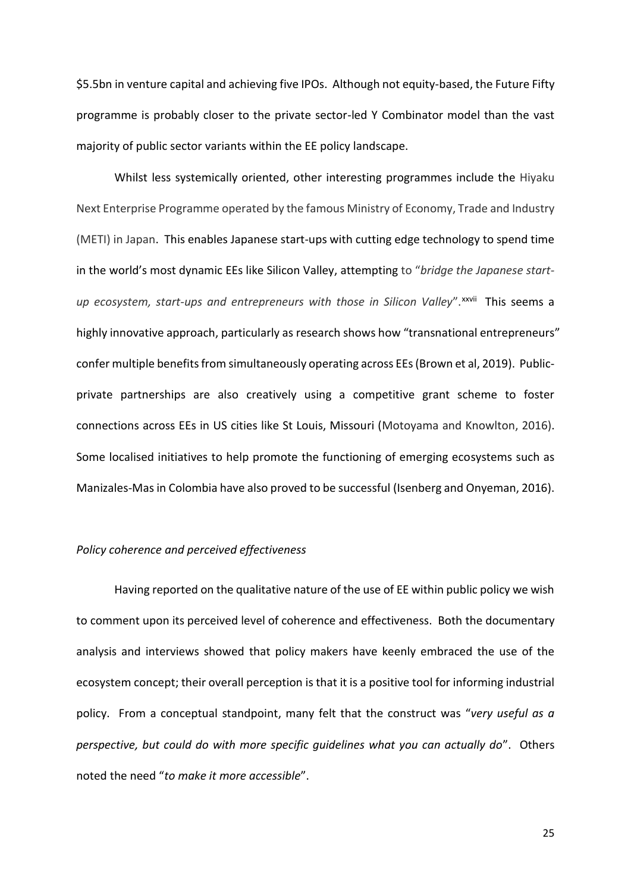$5.5bn in venture capital and achieving five IPOs. Although not equity-based, the Future Fifty programme is probably closer to the private sector-led Y Combinator model than the vast majority of public sector variants within the EE policy landscape.

Whilst less systemically oriented, other interesting programmes include the Hiyaku Next Enterprise Programme operated by the famous Ministry of Economy, Trade and Industry (METI) in Japan. This enables Japanese start-ups with cutting edge technology to spend time in the world's most dynamic EEs like Silicon Valley, attempting to "*bridge the Japanese start-up ecosystem, start-ups and entrepreneurs with those in Silicon Valley*".[xxvii] This seems a highly innovative approach, particularly as research shows how "transnational entrepreneurs" confer multiple benefits from simultaneously operating across EEs (Brown et al, 2019). Public-private partnerships are also creatively using a competitive grant scheme to foster connections across EEs in US cities like St Louis, Missouri (Motoyama and Knowlton, 2016). Some localised initiatives to help promote the functioning of emerging ecosystems such as Manizales-Mas in Colombia have also proved to be successful (Isenberg and Onyeman, 2016).

*Policy coherence and perceived effectiveness*

Having reported on the qualitative nature of the use of EE within public policy we wish to comment upon its perceived level of coherence and effectiveness. Both the documentary analysis and interviews showed that policy makers have keenly embraced the use of the ecosystem concept; their overall perception is that it is a positive tool for informing industrial policy. From a conceptual standpoint, many felt that the construct was "*very useful as a perspective, but could do with more specific guidelines what you can actually do*". Others noted the need "*to make it more accessible*".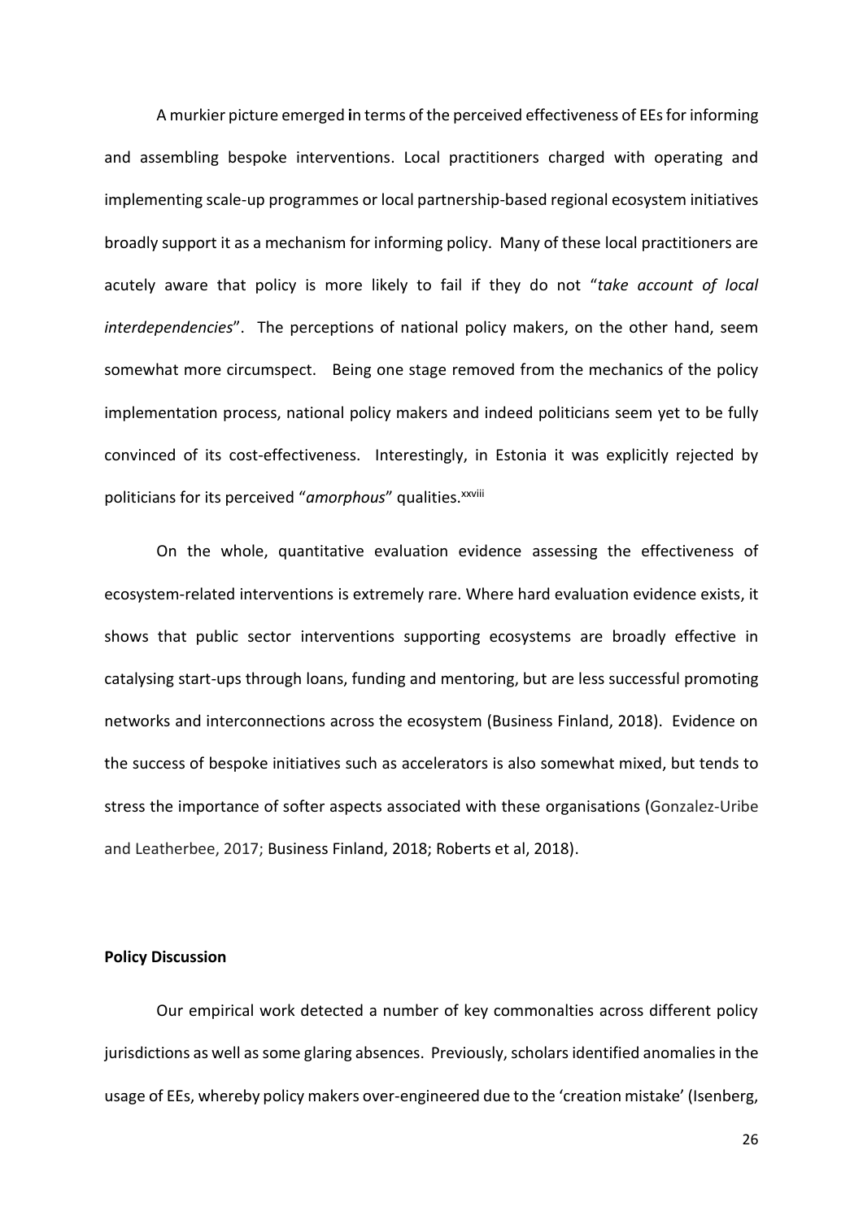A murkier picture emerged in terms of the perceived effectiveness of EEs for informing and assembling bespoke interventions. Local practitioners charged with operating and implementing scale-up programmes or local partnership-based regional ecosystem initiatives broadly support it as a mechanism for informing policy. Many of these local practitioners are acutely aware that policy is more likely to fail if they do not "*take account of local interdependencies*". The perceptions of national policy makers, on the other hand, seem somewhat more circumspect. Being one stage removed from the mechanics of the policy implementation process, national policy makers and indeed politicians seem yet to be fully convinced of its cost-effectiveness. Interestingly, in Estonia it was explicitly rejected by politicians for its perceived "*amorphous*" qualities.[xxviii]

On the whole, quantitative evaluation evidence assessing the effectiveness of ecosystem-related interventions is extremely rare. Where hard evaluation evidence exists, it shows that public sector interventions supporting ecosystems are broadly effective in catalysing start-ups through loans, funding and mentoring, but are less successful promoting networks and interconnections across the ecosystem (Business Finland, 2018). Evidence on the success of bespoke initiatives such as accelerators is also somewhat mixed, but tends to stress the importance of softer aspects associated with these organisations (Gonzalez-Uribe and Leatherbee, 2017; Business Finland, 2018; Roberts et al, 2018).

**Policy Discussion**

Our empirical work detected a number of key commonalties across different policy jurisdictions as well as some glaring absences. Previously, scholars identified anomalies in the usage of EEs, whereby policy makers over-engineered due to the 'creation mistake' (Isenberg,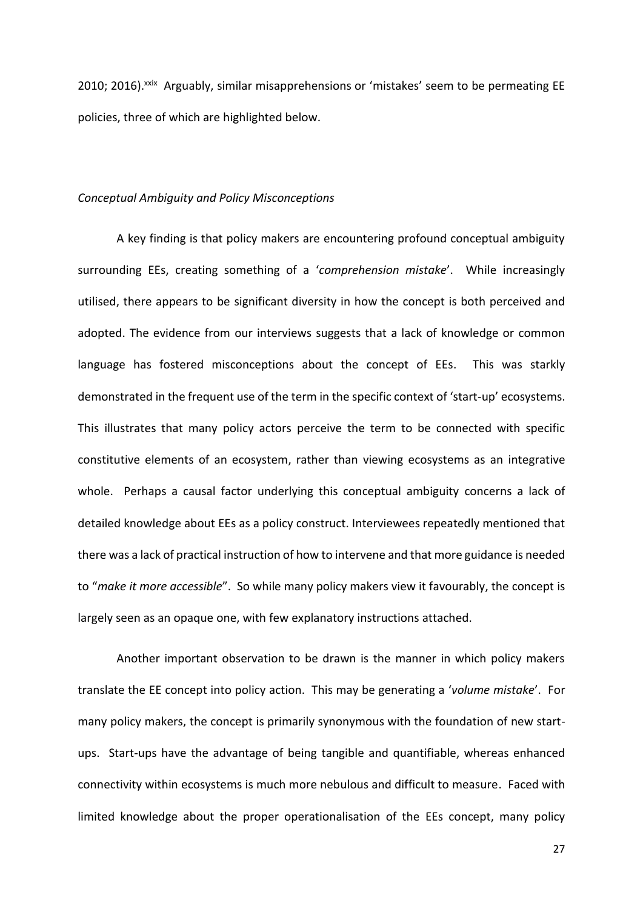2010; 2016).[xxix] Arguably, similar misapprehensions or 'mistakes' seem to be permeating EE policies, three of which are highlighted below.

### *Conceptual Ambiguity and Policy Misconceptions*

A key finding is that policy makers are encountering profound conceptual ambiguity surrounding EEs, creating something of a '*comprehension mistake*'. While increasingly utilised, there appears to be significant diversity in how the concept is both perceived and adopted. The evidence from our interviews suggests that a lack of knowledge or common language has fostered misconceptions about the concept of EEs. This was starkly demonstrated in the frequent use of the term in the specific context of 'start-up' ecosystems. This illustrates that many policy actors perceive the term to be connected with specific constitutive elements of an ecosystem, rather than viewing ecosystems as an integrative whole. Perhaps a causal factor underlying this conceptual ambiguity concerns a lack of detailed knowledge about EEs as a policy construct. Interviewees repeatedly mentioned that there was a lack of practical instruction of how to intervene and that more guidance is needed to "*make it more accessible*". So while many policy makers view it favourably, the concept is largely seen as an opaque one, with few explanatory instructions attached.

Another important observation to be drawn is the manner in which policy makers translate the EE concept into policy action. This may be generating a '*volume mistake*'. For many policy makers, the concept is primarily synonymous with the foundation of new start-ups. Start-ups have the advantage of being tangible and quantifiable, whereas enhanced connectivity within ecosystems is much more nebulous and difficult to measure. Faced with limited knowledge about the proper operationalisation of the EEs concept, many policy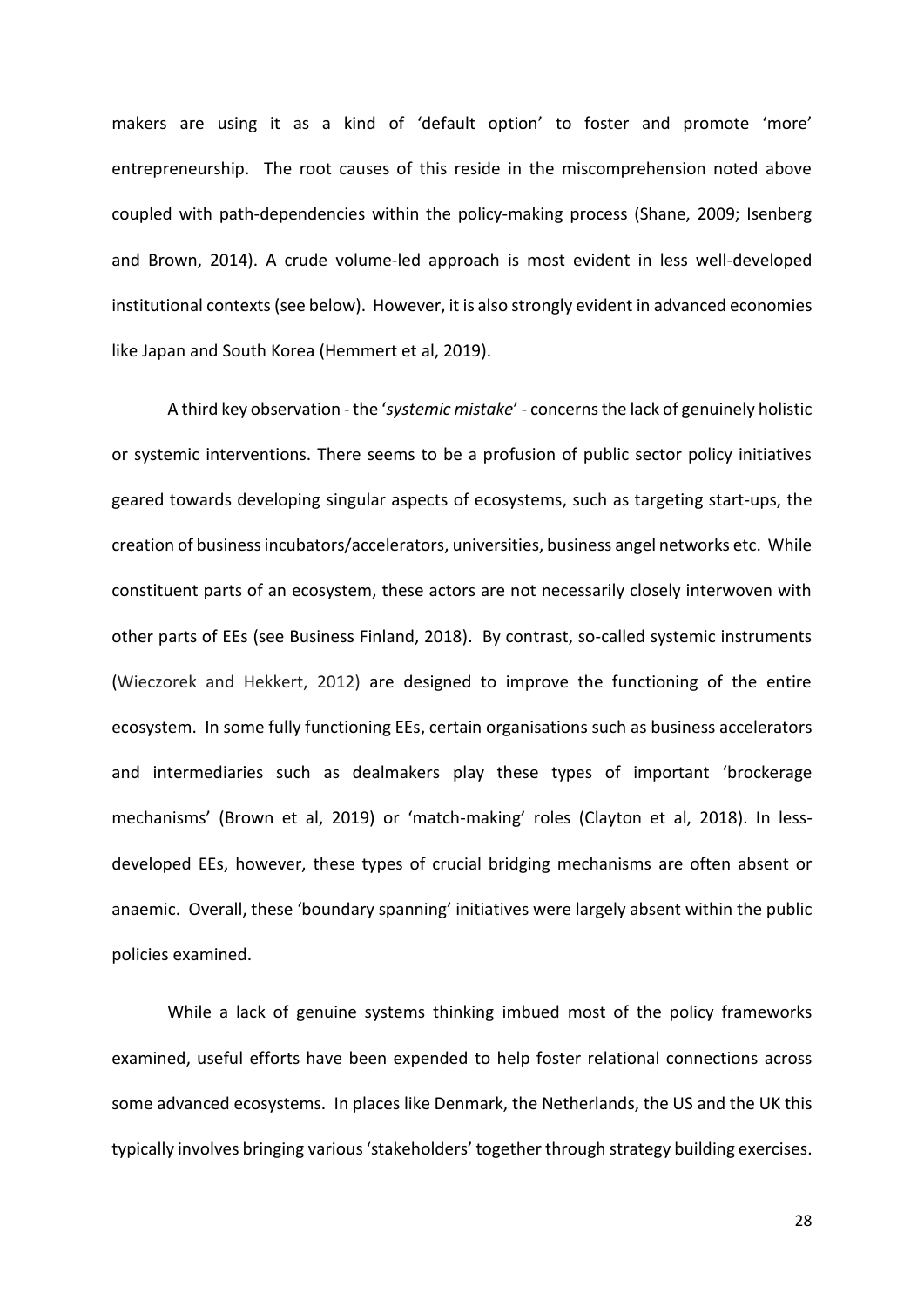makers are using it as a kind of 'default option' to foster and promote 'more' entrepreneurship. The root causes of this reside in the miscomprehension noted above coupled with path-dependencies within the policy-making process (Shane, 2009; Isenberg and Brown, 2014). A crude volume-led approach is most evident in less well-developed institutional contexts (see below). However, it is also strongly evident in advanced economies like Japan and South Korea (Hemmert et al, 2019).

A third key observation - the '*systemic mistake*' - concerns the lack of genuinely holistic or systemic interventions. There seems to be a profusion of public sector policy initiatives geared towards developing singular aspects of ecosystems, such as targeting start-ups, the creation of business incubators/accelerators, universities, business angel networks etc. While constituent parts of an ecosystem, these actors are not necessarily closely interwoven with other parts of EEs (see Business Finland, 2018). By contrast, so-called systemic instruments (Wieczorek and Hekkert, 2012) are designed to improve the functioning of the entire ecosystem. In some fully functioning EEs, certain organisations such as business accelerators and intermediaries such as dealmakers play these types of important 'brockerage mechanisms' (Brown et al, 2019) or 'match-making' roles (Clayton et al, 2018). In less-developed EEs, however, these types of crucial bridging mechanisms are often absent or anaemic. Overall, these 'boundary spanning' initiatives were largely absent within the public policies examined.

While a lack of genuine systems thinking imbued most of the policy frameworks examined, useful efforts have been expended to help foster relational connections across some advanced ecosystems. In places like Denmark, the Netherlands, the US and the UK this typically involves bringing various 'stakeholders' together through strategy building exercises.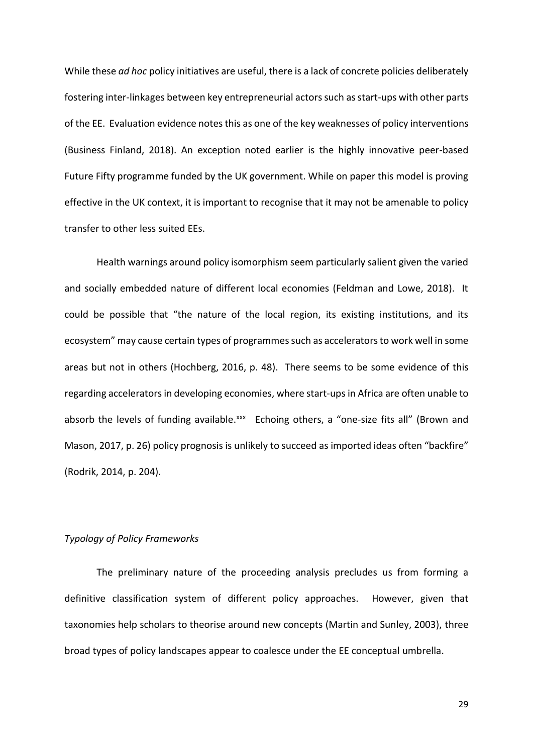While these *ad hoc* policy initiatives are useful, there is a lack of concrete policies deliberately fostering inter-linkages between key entrepreneurial actors such as start-ups with other parts of the EE. Evaluation evidence notes this as one of the key weaknesses of policy interventions (Business Finland, 2018). An exception noted earlier is the highly innovative peer-based Future Fifty programme funded by the UK government. While on paper this model is proving effective in the UK context, it is important to recognise that it may not be amenable to policy transfer to other less suited EEs.

Health warnings around policy isomorphism seem particularly salient given the varied and socially embedded nature of different local economies (Feldman and Lowe, 2018). It could be possible that "the nature of the local region, its existing institutions, and its ecosystem" may cause certain types of programmes such as accelerators to work well in some areas but not in others (Hochberg, 2016, p. 48). There seems to be some evidence of this regarding accelerators in developing economies, where start-ups in Africa are often unable to absorb the levels of funding available.[xxx] Echoing others, a "one-size fits all" (Brown and Mason, 2017, p. 26) policy prognosis is unlikely to succeed as imported ideas often "backfire" (Rodrik, 2014, p. 204).

*Typology of Policy Frameworks*

The preliminary nature of the proceeding analysis precludes us from forming a definitive classification system of different policy approaches. However, given that taxonomies help scholars to theorise around new concepts (Martin and Sunley, 2003), three broad types of policy landscapes appear to coalesce under the EE conceptual umbrella.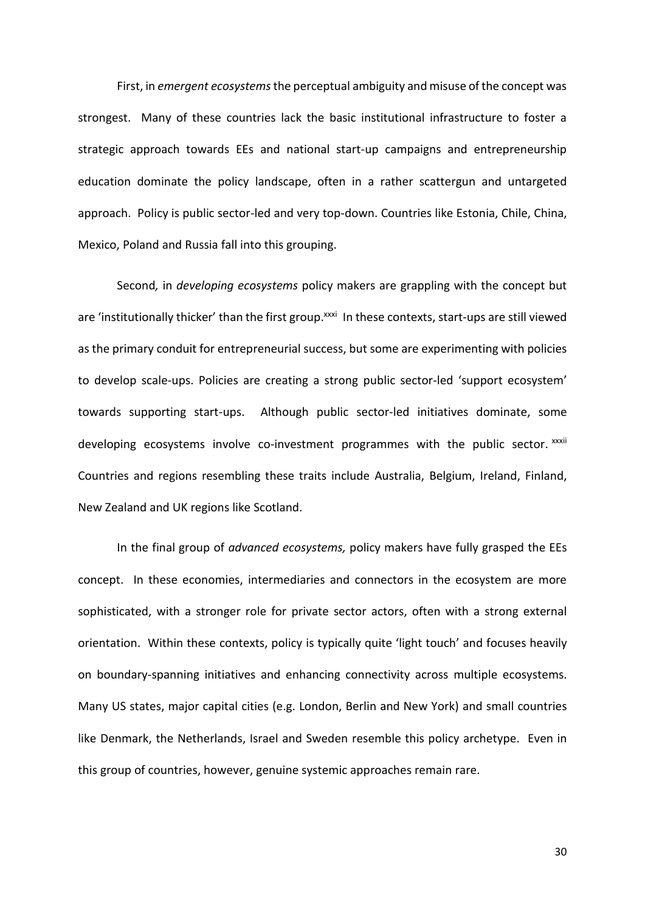First, in *emergent ecosystems* the perceptual ambiguity and misuse of the concept was strongest. Many of these countries lack the basic institutional infrastructure to foster a strategic approach towards EEs and national start-up campaigns and entrepreneurship education dominate the policy landscape, often in a rather scattergun and untargeted approach. Policy is public sector-led and very top-down. Countries like Estonia, Chile, China, Mexico, Poland and Russia fall into this grouping.

Second, in *developing ecosystems* policy makers are grappling with the concept but are 'institutionally thicker' than the first group.[xxxi] In these contexts, start-ups are still viewed as the primary conduit for entrepreneurial success, but some are experimenting with policies to develop scale-ups. Policies are creating a strong public sector-led 'support ecosystem' towards supporting start-ups. Although public sector-led initiatives dominate, some developing ecosystems involve co-investment programmes with the public sector.[xxxii] Countries and regions resembling these traits include Australia, Belgium, Ireland, Finland, New Zealand and UK regions like Scotland.

In the final group of *advanced ecosystems,* policy makers have fully grasped the EEs concept. In these economies, intermediaries and connectors in the ecosystem are more sophisticated, with a stronger role for private sector actors, often with a strong external orientation. Within these contexts, policy is typically quite 'light touch' and focuses heavily on boundary-spanning initiatives and enhancing connectivity across multiple ecosystems. Many US states, major capital cities (e.g. London, Berlin and New York) and small countries like Denmark, the Netherlands, Israel and Sweden resemble this policy archetype. Even in this group of countries, however, genuine systemic approaches remain rare.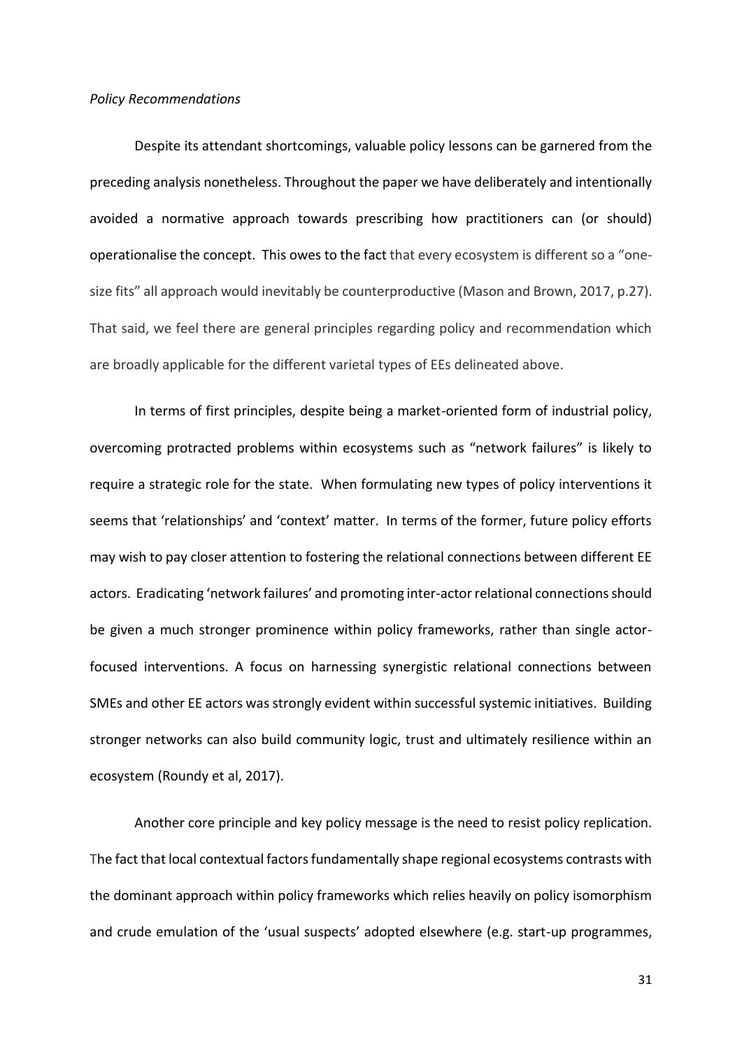*Policy Recommendations*

Despite its attendant shortcomings, valuable policy lessons can be garnered from the preceding analysis nonetheless. Throughout the paper we have deliberately and intentionally avoided a normative approach towards prescribing how practitioners can (or should) operationalise the concept. This owes to the fact that every ecosystem is different so a "one-size fits" all approach would inevitably be counterproductive (Mason and Brown, 2017, p.27). That said, we feel there are general principles regarding policy and recommendation which are broadly applicable for the different varietal types of EEs delineated above.

In terms of first principles, despite being a market-oriented form of industrial policy, overcoming protracted problems within ecosystems such as "network failures" is likely to require a strategic role for the state. When formulating new types of policy interventions it seems that 'relationships' and 'context' matter. In terms of the former, future policy efforts may wish to pay closer attention to fostering the relational connections between different EE actors. Eradicating 'network failures' and promoting inter-actor relational connections should be given a much stronger prominence within policy frameworks, rather than single actor-focused interventions. A focus on harnessing synergistic relational connections between SMEs and other EE actors was strongly evident within successful systemic initiatives. Building stronger networks can also build community logic, trust and ultimately resilience within an ecosystem (Roundy et al, 2017).

Another core principle and key policy message is the need to resist policy replication. The fact that local contextual factors fundamentally shape regional ecosystems contrasts with the dominant approach within policy frameworks which relies heavily on policy isomorphism and crude emulation of the 'usual suspects' adopted elsewhere (e.g. start-up programmes,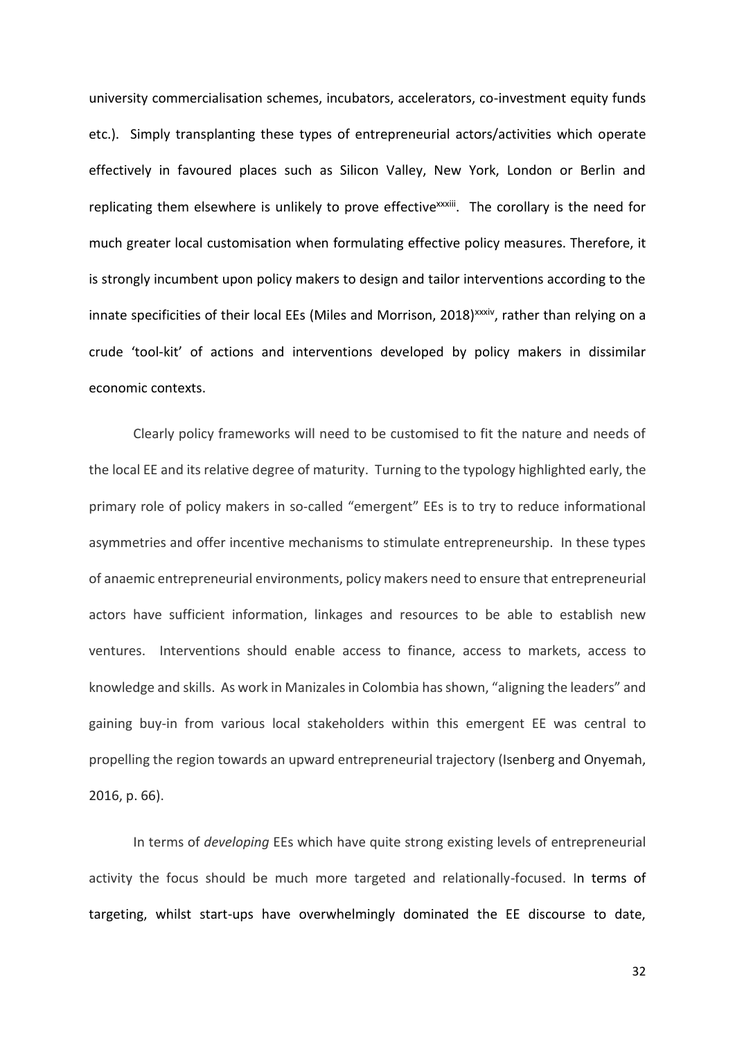university commercialisation schemes, incubators, accelerators, co-investment equity funds etc.). Simply transplanting these types of entrepreneurial actors/activities which operate effectively in favoured places such as Silicon Valley, New York, London or Berlin and replicating them elsewhere is unlikely to prove effective[xxxiii]. The corollary is the need for much greater local customisation when formulating effective policy measures. Therefore, it is strongly incumbent upon policy makers to design and tailor interventions according to the innate specificities of their local EEs (Miles and Morrison, 2018)[xxxiv], rather than relying on a crude 'tool-kit' of actions and interventions developed by policy makers in dissimilar economic contexts.

Clearly policy frameworks will need to be customised to fit the nature and needs of the local EE and its relative degree of maturity. Turning to the typology highlighted early, the primary role of policy makers in so-called "emergent" EEs is to try to reduce informational asymmetries and offer incentive mechanisms to stimulate entrepreneurship. In these types of anaemic entrepreneurial environments, policy makers need to ensure that entrepreneurial actors have sufficient information, linkages and resources to be able to establish new ventures. Interventions should enable access to finance, access to markets, access to knowledge and skills. As work in Manizales in Colombia has shown, "aligning the leaders" and gaining buy-in from various local stakeholders within this emergent EE was central to propelling the region towards an upward entrepreneurial trajectory (Isenberg and Onyemah, 2016, p. 66).

In terms of *developing* EEs which have quite strong existing levels of entrepreneurial activity the focus should be much more targeted and relationally-focused. In terms of targeting, whilst start-ups have overwhelmingly dominated the EE discourse to date,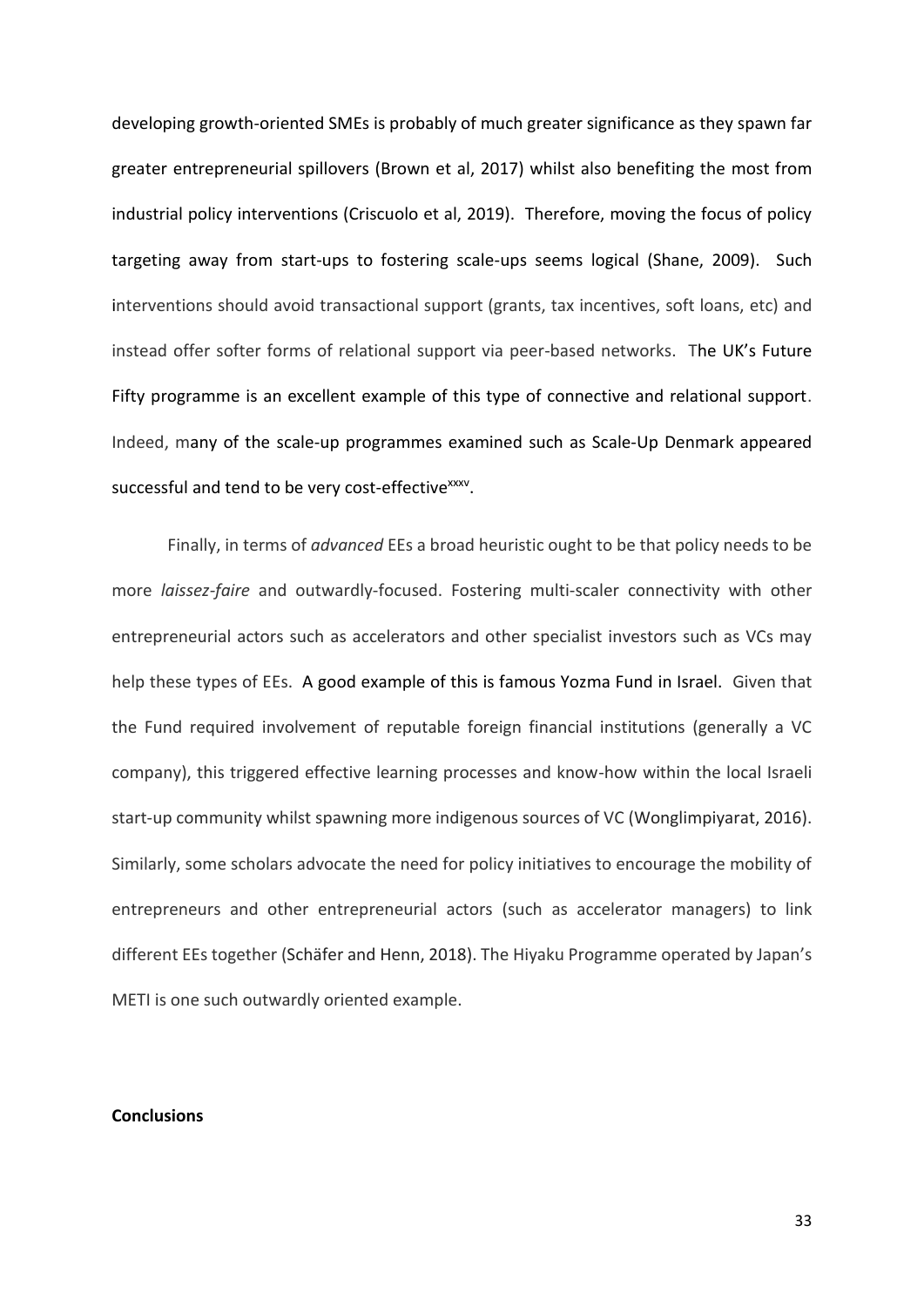developing growth-oriented SMEs is probably of much greater significance as they spawn far greater entrepreneurial spillovers (Brown et al, 2017) whilst also benefiting the most from industrial policy interventions (Criscuolo et al, 2019). Therefore, moving the focus of policy targeting away from start-ups to fostering scale-ups seems logical (Shane, 2009). Such interventions should avoid transactional support (grants, tax incentives, soft loans, etc) and instead offer softer forms of relational support via peer-based networks. The UK's Future Fifty programme is an excellent example of this type of connective and relational support. Indeed, many of the scale-up programmes examined such as Scale-Up Denmark appeared successful and tend to be very cost-effective[xxxv].

Finally, in terms of *advanced* EEs a broad heuristic ought to be that policy needs to be more *laissez-faire* and outwardly-focused. Fostering multi-scaler connectivity with other entrepreneurial actors such as accelerators and other specialist investors such as VCs may help these types of EEs. A good example of this is famous Yozma Fund in Israel. Given that the Fund required involvement of reputable foreign financial institutions (generally a VC company), this triggered effective learning processes and know-how within the local Israeli start-up community whilst spawning more indigenous sources of VC (Wonglimpiyarat, 2016). Similarly, some scholars advocate the need for policy initiatives to encourage the mobility of entrepreneurs and other entrepreneurial actors (such as accelerator managers) to link different EEs together (Schäfer and Henn, 2018). The Hiyaku Programme operated by Japan's METI is one such outwardly oriented example.

**Conclusions**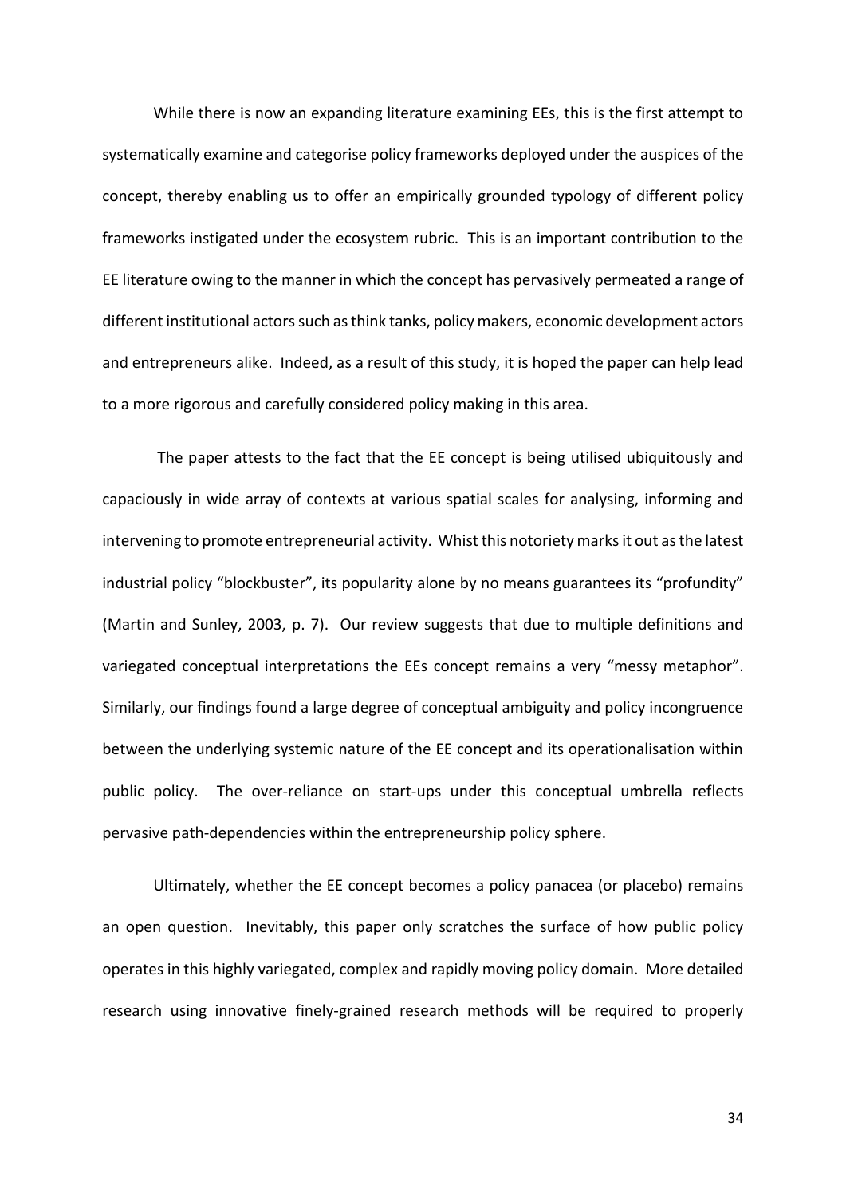While there is now an expanding literature examining EEs, this is the first attempt to systematically examine and categorise policy frameworks deployed under the auspices of the concept, thereby enabling us to offer an empirically grounded typology of different policy frameworks instigated under the ecosystem rubric. This is an important contribution to the EE literature owing to the manner in which the concept has pervasively permeated a range of different institutional actors such as think tanks, policy makers, economic development actors and entrepreneurs alike. Indeed, as a result of this study, it is hoped the paper can help lead to a more rigorous and carefully considered policy making in this area.

The paper attests to the fact that the EE concept is being utilised ubiquitously and capaciously in wide array of contexts at various spatial scales for analysing, informing and intervening to promote entrepreneurial activity. Whist this notoriety marks it out as the latest industrial policy "blockbuster", its popularity alone by no means guarantees its "profundity" (Martin and Sunley, 2003, p. 7). Our review suggests that due to multiple definitions and variegated conceptual interpretations the EEs concept remains a very "messy metaphor". Similarly, our findings found a large degree of conceptual ambiguity and policy incongruence between the underlying systemic nature of the EE concept and its operationalisation within public policy. The over-reliance on start-ups under this conceptual umbrella reflects pervasive path-dependencies within the entrepreneurship policy sphere.

Ultimately, whether the EE concept becomes a policy panacea (or placebo) remains an open question. Inevitably, this paper only scratches the surface of how public policy operates in this highly variegated, complex and rapidly moving policy domain. More detailed research using innovative finely-grained research methods will be required to properly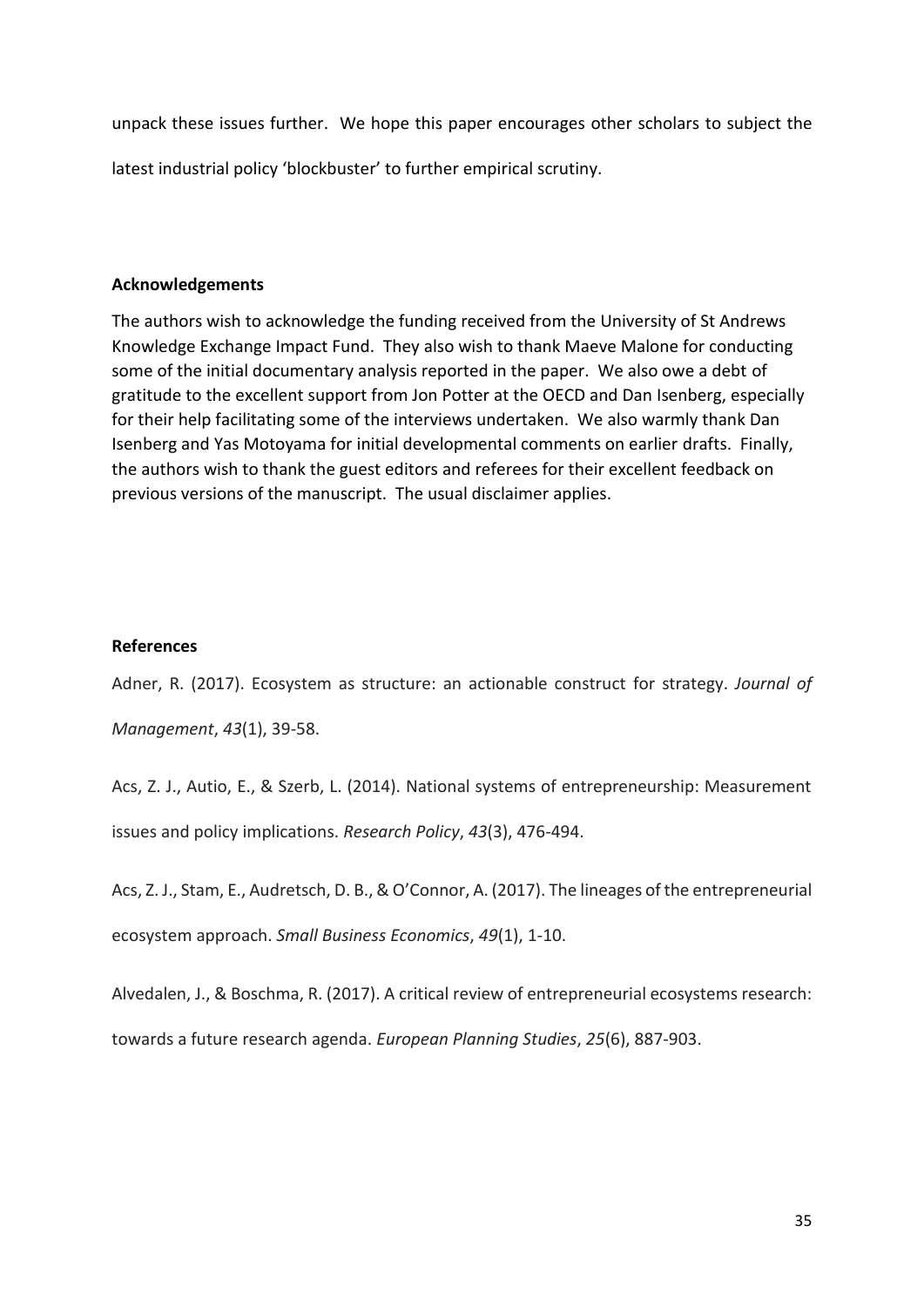unpack these issues further. We hope this paper encourages other scholars to subject the latest industrial policy 'blockbuster' to further empirical scrutiny.

**Acknowledgements**

The authors wish to acknowledge the funding received from the University of St Andrews Knowledge Exchange Impact Fund. They also wish to thank Maeve Malone for conducting some of the initial documentary analysis reported in the paper. We also owe a debt of gratitude to the excellent support from Jon Potter at the OECD and Dan Isenberg, especially for their help facilitating some of the interviews undertaken. We also warmly thank Dan Isenberg and Yas Motoyama for initial developmental comments on earlier drafts. Finally, the authors wish to thank the guest editors and referees for their excellent feedback on previous versions of the manuscript. The usual disclaimer applies.

**References**

Adner, R. (2017). Ecosystem as structure: an actionable construct for strategy. *Journal of Management*, *43*(1), 39-58.

Acs, Z. J., Autio, E., & Szerb, L. (2014). National systems of entrepreneurship: Measurement issues and policy implications. *Research Policy*, *43*(3), 476-494.

Acs, Z. J., Stam, E., Audretsch, D. B., & O'Connor, A. (2017). The lineages of the entrepreneurial ecosystem approach. *Small Business Economics*, *49*(1), 1-10.

Alvedalen, J., & Boschma, R. (2017). A critical review of entrepreneurial ecosystems research: towards a future research agenda. *European Planning Studies*, *25*(6), 887-903.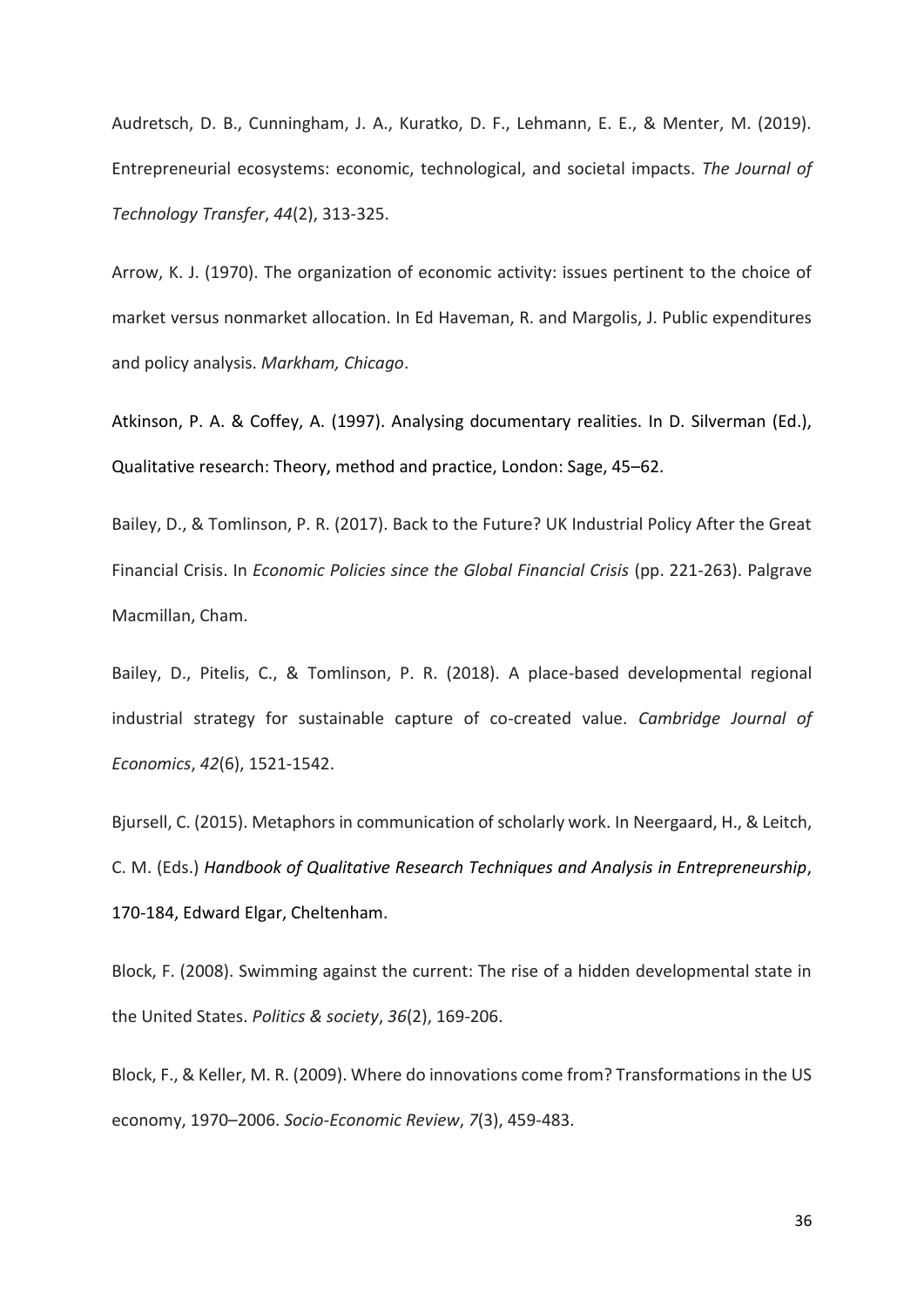Audretsch, D. B., Cunningham, J. A., Kuratko, D. F., Lehmann, E. E., & Menter, M. (2019). Entrepreneurial ecosystems: economic, technological, and societal impacts. *The Journal of Technology Transfer*, *44*(2), 313-325.

Arrow, K. J. (1970). The organization of economic activity: issues pertinent to the choice of market versus nonmarket allocation. In Ed Haveman, R. and Margolis, J. Public expenditures and policy analysis. *Markham, Chicago*.

Atkinson, P. A. & Coffey, A. (1997). Analysing documentary realities. In D. Silverman (Ed.), Qualitative research: Theory, method and practice, London: Sage, 45–62.

Bailey, D., & Tomlinson, P. R. (2017). Back to the Future? UK Industrial Policy After the Great Financial Crisis. In *Economic Policies since the Global Financial Crisis* (pp. 221-263). Palgrave Macmillan, Cham.

Bailey, D., Pitelis, C., & Tomlinson, P. R. (2018). A place-based developmental regional industrial strategy for sustainable capture of co-created value. *Cambridge Journal of Economics*, *42*(6), 1521-1542.

Bjursell, C. (2015). Metaphors in communication of scholarly work. In Neergaard, H., & Leitch, C. M. (Eds.) *Handbook of Qualitative Research Techniques and Analysis in Entrepreneurship*, 170-184, Edward Elgar, Cheltenham.

Block, F. (2008). Swimming against the current: The rise of a hidden developmental state in the United States. *Politics & society*, *36*(2), 169-206.

Block, F., & Keller, M. R. (2009). Where do innovations come from? Transformations in the US economy, 1970–2006. *Socio-Economic Review*, *7*(3), 459-483.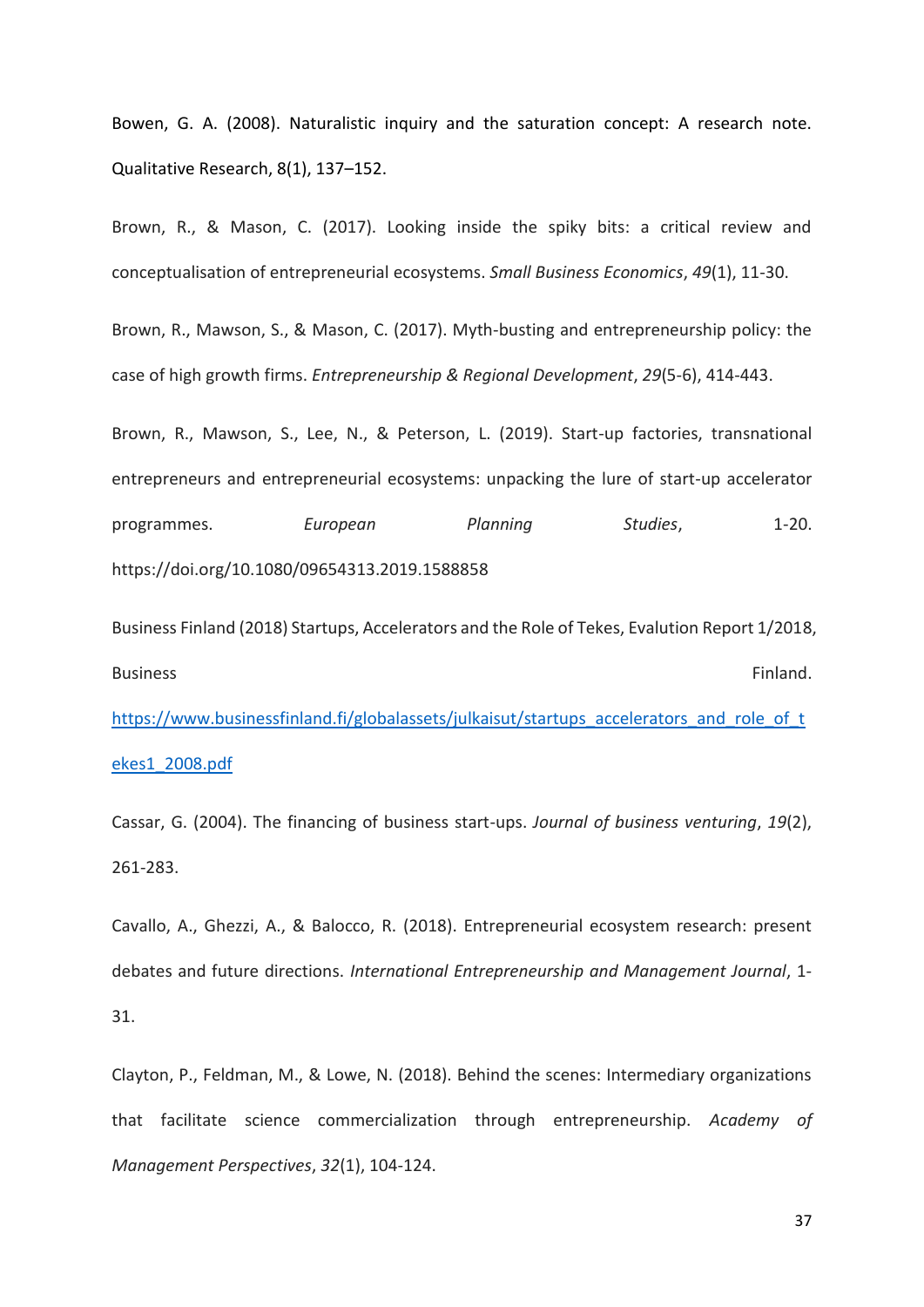Bowen, G. A. (2008). Naturalistic inquiry and the saturation concept: A research note. Qualitative Research, 8(1), 137–152.

Brown, R., & Mason, C. (2017). Looking inside the spiky bits: a critical review and conceptualisation of entrepreneurial ecosystems. *Small Business Economics*, *49*(1), 11-30.

Brown, R., Mawson, S., & Mason, C. (2017). Myth-busting and entrepreneurship policy: the case of high growth firms. *Entrepreneurship & Regional Development*, *29*(5-6), 414-443.

Brown, R., Mawson, S., Lee, N., & Peterson, L. (2019). Start-up factories, transnational entrepreneurs and entrepreneurial ecosystems: unpacking the lure of start-up accelerator programmes. *European Planning Studies*, 1-20. https://doi.org/10.1080/09654313.2019.1588858

Business Finland (2018) Startups, Accelerators and the Role of Tekes, Evalution Report 1/2018, Business Finland. https://www.businessfinland.fi/globalassets/julkaisut/startups_accelerators_and_role_of_tekes1_2008.pdf

Cassar, G. (2004). The financing of business start-ups. *Journal of business venturing*, *19*(2), 261-283.

Cavallo, A., Ghezzi, A., & Balocco, R. (2018). Entrepreneurial ecosystem research: present debates and future directions. *International Entrepreneurship and Management Journal*, 1-31.

Clayton, P., Feldman, M., & Lowe, N. (2018). Behind the scenes: Intermediary organizations that facilitate science commercialization through entrepreneurship. *Academy of Management Perspectives*, *32*(1), 104-124.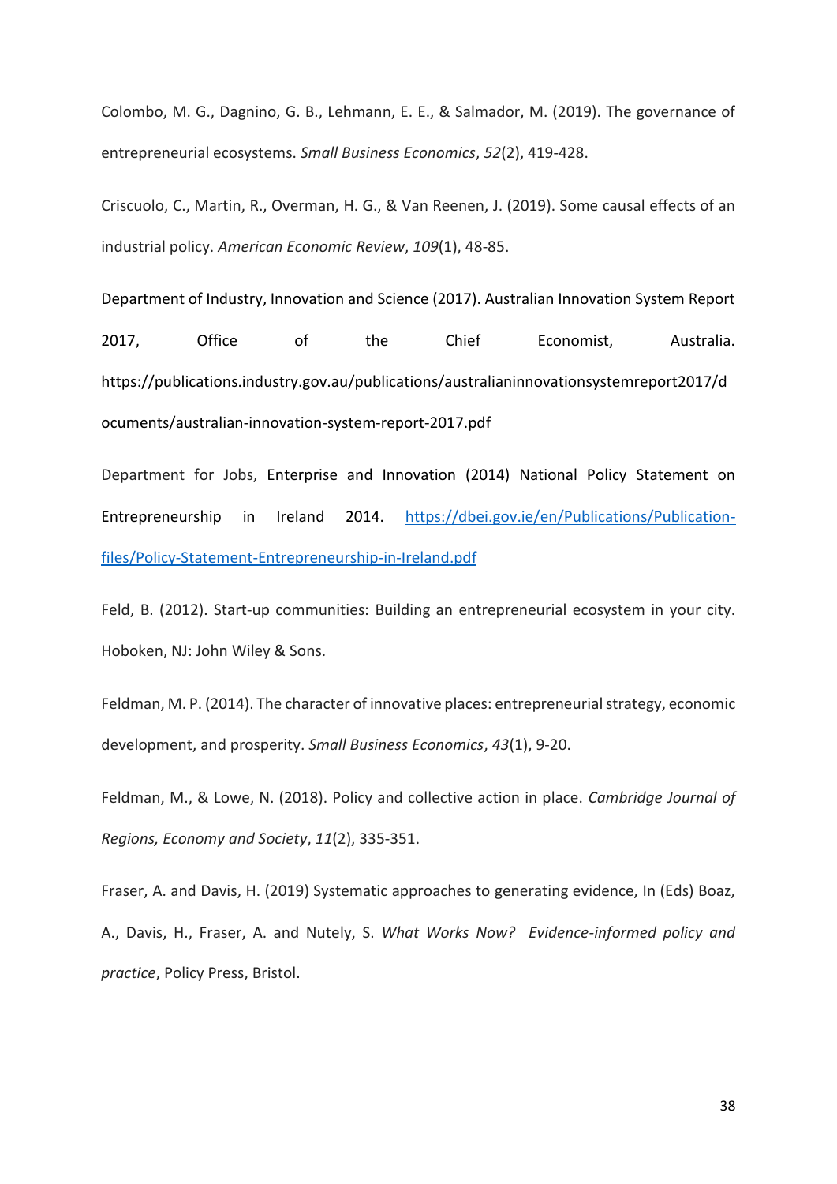Colombo, M. G., Dagnino, G. B., Lehmann, E. E., & Salmador, M. (2019). The governance of entrepreneurial ecosystems. *Small Business Economics*, *52*(2), 419-428.

Criscuolo, C., Martin, R., Overman, H. G., & Van Reenen, J. (2019). Some causal effects of an industrial policy. *American Economic Review*, *109*(1), 48-85.

Department of Industry, Innovation and Science (2017). Australian Innovation System Report 2017, Office of the Chief Economist, Australia. https://publications.industry.gov.au/publications/australianinnovationsystemreport2017/documents/australian-innovation-system-report-2017.pdf

Department for Jobs, Enterprise and Innovation (2014) National Policy Statement on Entrepreneurship in Ireland 2014. https://dbei.gov.ie/en/Publications/Publication-files/Policy-Statement-Entrepreneurship-in-Ireland.pdf

Feld, B. (2012). Start-up communities: Building an entrepreneurial ecosystem in your city. Hoboken, NJ: John Wiley & Sons.

Feldman, M. P. (2014). The character of innovative places: entrepreneurial strategy, economic development, and prosperity. *Small Business Economics*, *43*(1), 9-20.

Feldman, M., & Lowe, N. (2018). Policy and collective action in place. *Cambridge Journal of Regions, Economy and Society*, *11*(2), 335-351.

Fraser, A. and Davis, H. (2019) Systematic approaches to generating evidence, In (Eds) Boaz, A., Davis, H., Fraser, A. and Nutely, S. *What Works Now? Evidence-informed policy and practice*, Policy Press, Bristol.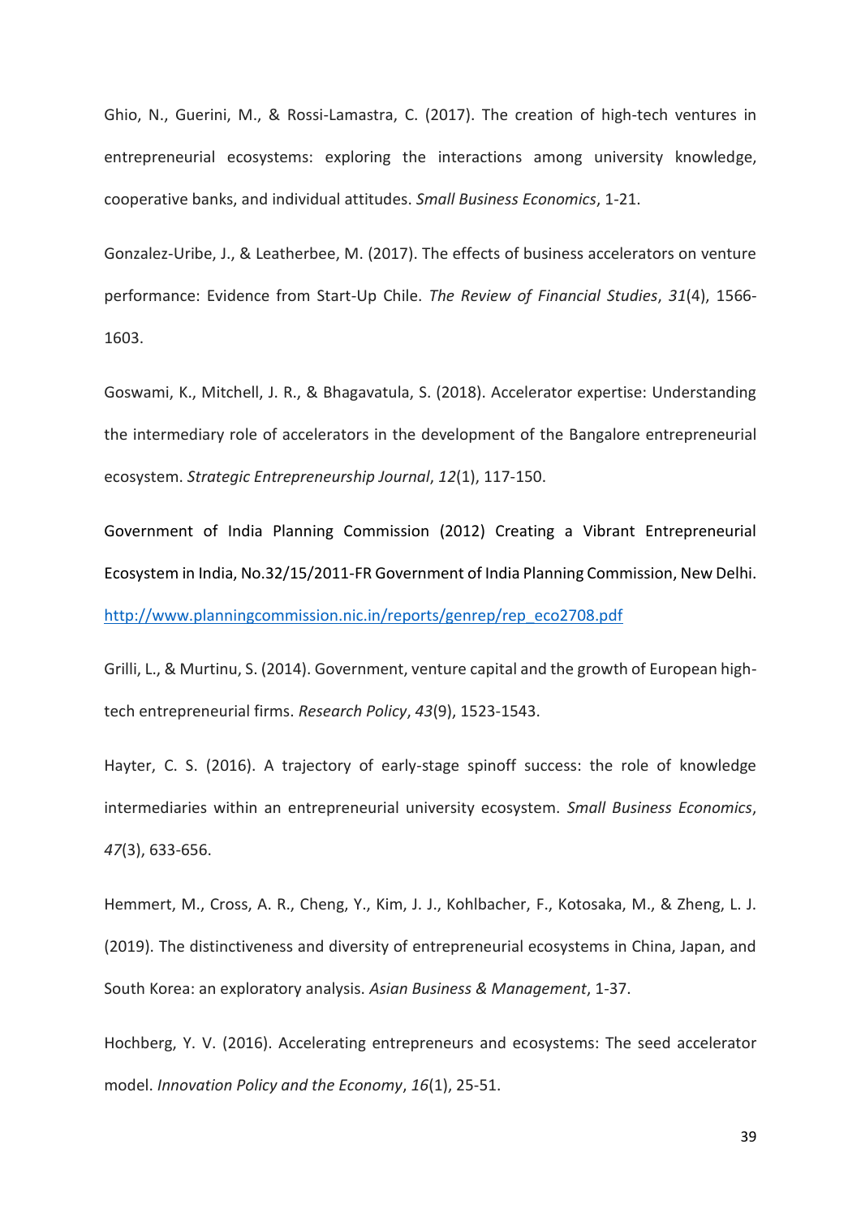Ghio, N., Guerini, M., & Rossi-Lamastra, C. (2017). The creation of high-tech ventures in entrepreneurial ecosystems: exploring the interactions among university knowledge, cooperative banks, and individual attitudes. *Small Business Economics*, 1-21.

Gonzalez-Uribe, J., & Leatherbee, M. (2017). The effects of business accelerators on venture performance: Evidence from Start-Up Chile. *The Review of Financial Studies*, *31*(4), 1566-1603.

Goswami, K., Mitchell, J. R., & Bhagavatula, S. (2018). Accelerator expertise: Understanding the intermediary role of accelerators in the development of the Bangalore entrepreneurial ecosystem. *Strategic Entrepreneurship Journal*, *12*(1), 117-150.

Government of India Planning Commission (2012) Creating a Vibrant Entrepreneurial Ecosystem in India, No.32/15/2011-FR Government of India Planning Commission, New Delhi. http://www.planningcommission.nic.in/reports/genrep/rep_eco2708.pdf

Grilli, L., & Murtinu, S. (2014). Government, venture capital and the growth of European high-tech entrepreneurial firms. *Research Policy*, *43*(9), 1523-1543.

Hayter, C. S. (2016). A trajectory of early-stage spinoff success: the role of knowledge intermediaries within an entrepreneurial university ecosystem. *Small Business Economics*, *47*(3), 633-656.

Hemmert, M., Cross, A. R., Cheng, Y., Kim, J. J., Kohlbacher, F., Kotosaka, M., & Zheng, L. J. (2019). The distinctiveness and diversity of entrepreneurial ecosystems in China, Japan, and South Korea: an exploratory analysis. *Asian Business & Management*, 1-37.

Hochberg, Y. V. (2016). Accelerating entrepreneurs and ecosystems: The seed accelerator model. *Innovation Policy and the Economy*, *16*(1), 25-51.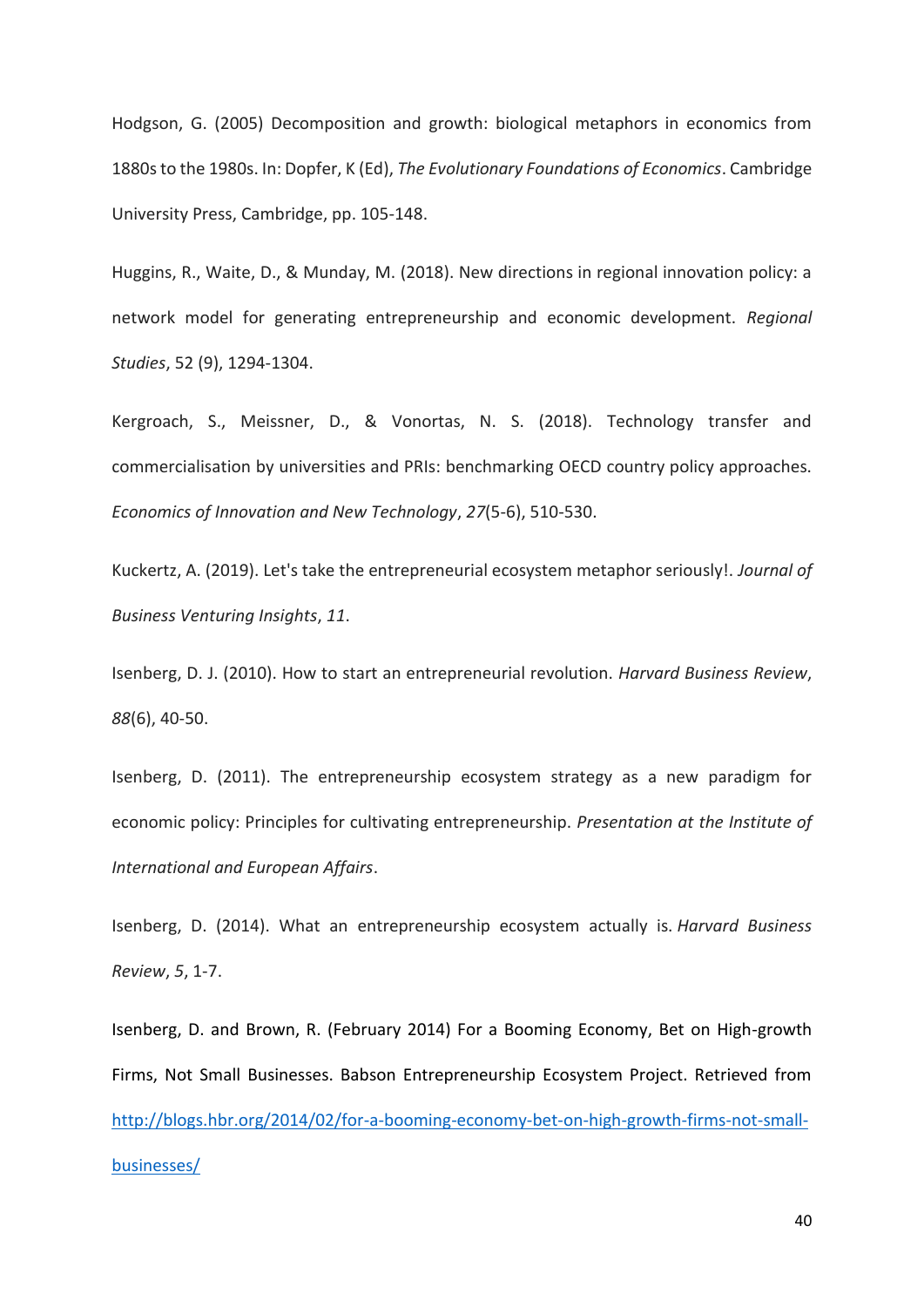Hodgson, G. (2005) Decomposition and growth: biological metaphors in economics from 1880s to the 1980s. In: Dopfer, K (Ed), *The Evolutionary Foundations of Economics*. Cambridge University Press, Cambridge, pp. 105-148.

Huggins, R., Waite, D., & Munday, M. (2018). New directions in regional innovation policy: a network model for generating entrepreneurship and economic development. *Regional Studies*, 52 (9), 1294-1304.

Kergroach, S., Meissner, D., & Vonortas, N. S. (2018). Technology transfer and commercialisation by universities and PRIs: benchmarking OECD country policy approaches. *Economics of Innovation and New Technology*, *27*(5-6), 510-530.

Kuckertz, A. (2019). Let's take the entrepreneurial ecosystem metaphor seriously!. *Journal of Business Venturing Insights*, *11*.

Isenberg, D. J. (2010). How to start an entrepreneurial revolution. *Harvard Business Review*, *88*(6), 40-50.

Isenberg, D. (2011). The entrepreneurship ecosystem strategy as a new paradigm for economic policy: Principles for cultivating entrepreneurship. *Presentation at the Institute of International and European Affairs*.

Isenberg, D. (2014). What an entrepreneurship ecosystem actually is. *Harvard Business Review*, *5*, 1-7.

Isenberg, D. and Brown, R. (February 2014) For a Booming Economy, Bet on High-growth Firms, Not Small Businesses. Babson Entrepreneurship Ecosystem Project. Retrieved from [http://blogs.hbr.org/2014/02/for-a-booming-economy-bet-on-high-growth-firms-not-small-businesses/](http://blogs.hbr.org/2014/02/for-a-booming-economy-bet-on-high-growth-firms-not-small-businesses/)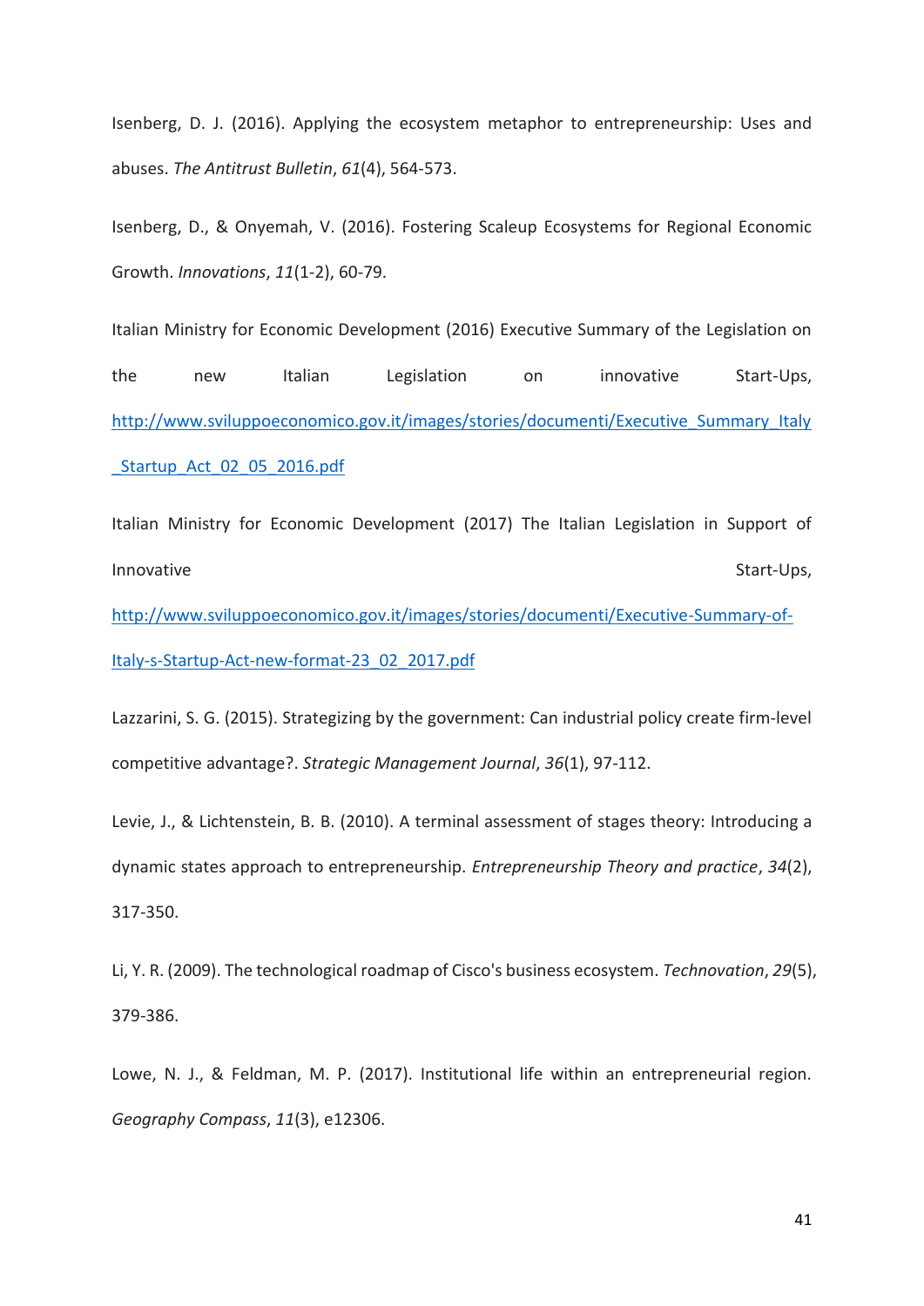Isenberg, D. J. (2016). Applying the ecosystem metaphor to entrepreneurship: Uses and abuses. *The Antitrust Bulletin*, *61*(4), 564-573.

Isenberg, D., & Onyemah, V. (2016). Fostering Scaleup Ecosystems for Regional Economic Growth. *Innovations*, *11*(1-2), 60-79.

Italian Ministry for Economic Development (2016) Executive Summary of the Legislation on the new Italian Legislation on innovative Start-Ups, http://www.sviluppoeconomico.gov.it/images/stories/documenti/Executive_Summary_Italy_Startup_Act_02_05_2016.pdf

Italian Ministry for Economic Development (2017) The Italian Legislation in Support of Innovative Start-Ups, http://www.sviluppoeconomico.gov.it/images/stories/documenti/Executive-Summary-of-Italy-s-Startup-Act-new-format-23_02_2017.pdf

Lazzarini, S. G. (2015). Strategizing by the government: Can industrial policy create firm-level competitive advantage?. *Strategic Management Journal*, *36*(1), 97-112.

Levie, J., & Lichtenstein, B. B. (2010). A terminal assessment of stages theory: Introducing a dynamic states approach to entrepreneurship. *Entrepreneurship Theory and practice*, *34*(2), 317-350.

Li, Y. R. (2009). The technological roadmap of Cisco's business ecosystem. *Technovation*, *29*(5), 379-386.

Lowe, N. J., & Feldman, M. P. (2017). Institutional life within an entrepreneurial region. *Geography Compass*, *11*(3), e12306.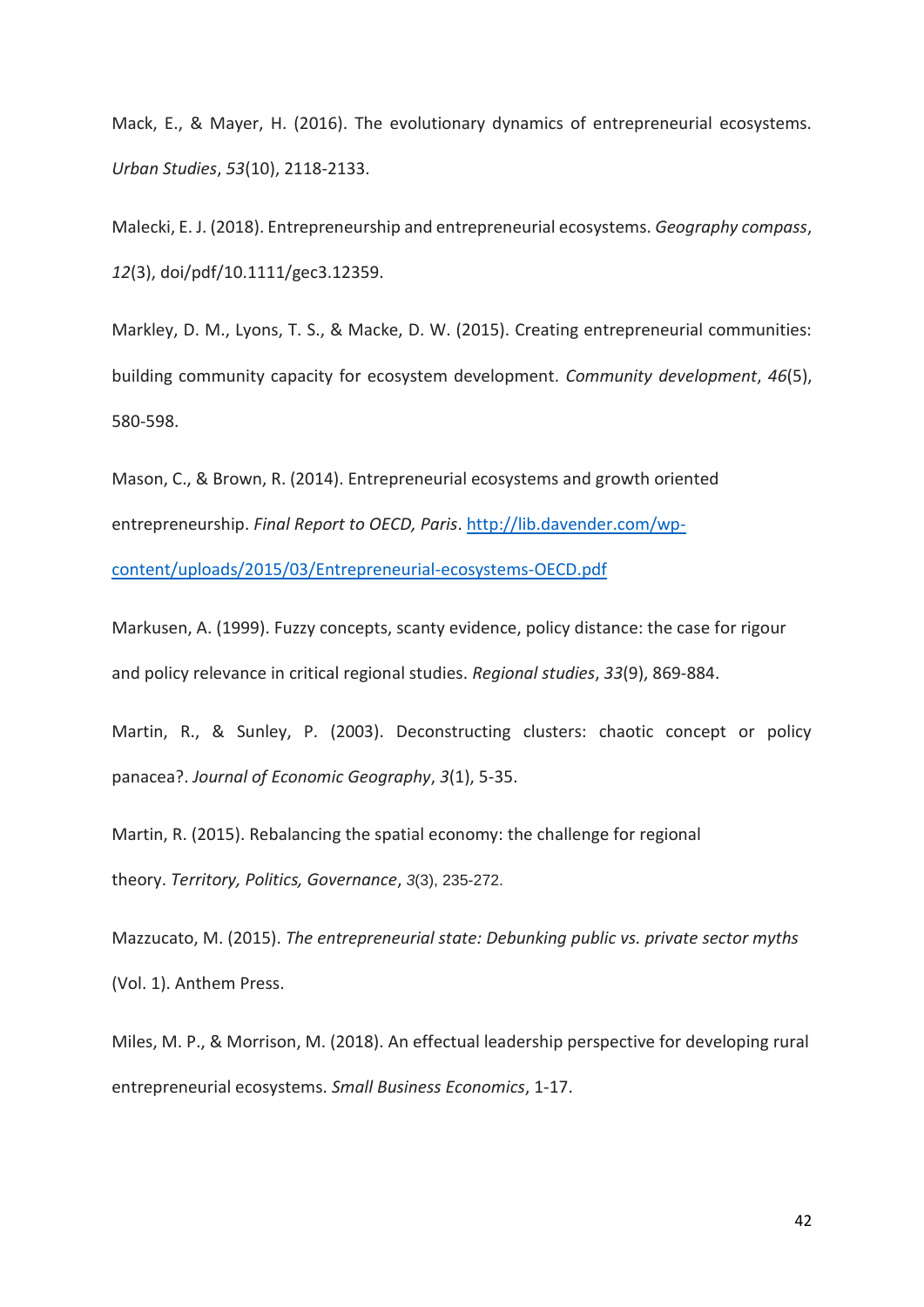Mack, E., & Mayer, H. (2016). The evolutionary dynamics of entrepreneurial ecosystems. *Urban Studies*, *53*(10), 2118-2133.

Malecki, E. J. (2018). Entrepreneurship and entrepreneurial ecosystems. *Geography compass*, *12*(3), doi/pdf/10.1111/gec3.12359.

Markley, D. M., Lyons, T. S., & Macke, D. W. (2015). Creating entrepreneurial communities: building community capacity for ecosystem development. *Community development*, *46*(5), 580-598.

Mason, C., & Brown, R. (2014). Entrepreneurial ecosystems and growth oriented entrepreneurship. *Final Report to OECD, Paris*. [http://lib.davender.com/wp-content/uploads/2015/03/Entrepreneurial-ecosystems-OECD.pdf](http://lib.davender.com/wp-content/uploads/2015/03/Entrepreneurial-ecosystems-OECD.pdf)

Markusen, A. (1999). Fuzzy concepts, scanty evidence, policy distance: the case for rigour and policy relevance in critical regional studies. *Regional studies*, *33*(9), 869-884.

Martin, R., & Sunley, P. (2003). Deconstructing clusters: chaotic concept or policy panacea?. *Journal of Economic Geography*, *3*(1), 5-35.

Martin, R. (2015). Rebalancing the spatial economy: the challenge for regional theory. *Territory, Politics, Governance*, *3*(3), 235-272.

Mazzucato, M. (2015). *The entrepreneurial state: Debunking public vs. private sector myths* (Vol. 1). Anthem Press.

Miles, M. P., & Morrison, M. (2018). An effectual leadership perspective for developing rural entrepreneurial ecosystems. *Small Business Economics*, 1-17.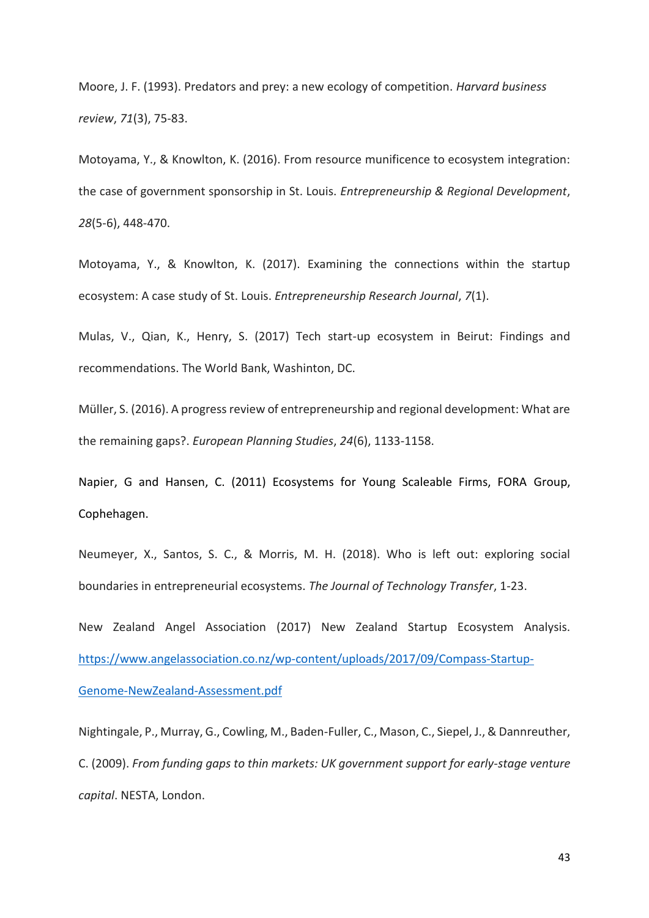Moore, J. F. (1993). Predators and prey: a new ecology of competition. *Harvard business review*, *71*(3), 75-83.

Motoyama, Y., & Knowlton, K. (2016). From resource munificence to ecosystem integration: the case of government sponsorship in St. Louis. *Entrepreneurship & Regional Development*, *28*(5-6), 448-470.

Motoyama, Y., & Knowlton, K. (2017). Examining the connections within the startup ecosystem: A case study of St. Louis. *Entrepreneurship Research Journal*, *7*(1).

Mulas, V., Qian, K., Henry, S. (2017) Tech start-up ecosystem in Beirut: Findings and recommendations. The World Bank, Washinton, DC.

Müller, S. (2016). A progress review of entrepreneurship and regional development: What are the remaining gaps?. *European Planning Studies*, *24*(6), 1133-1158.

Napier, G and Hansen, C. (2011) Ecosystems for Young Scaleable Firms, FORA Group, Cophehagen.

Neumeyer, X., Santos, S. C., & Morris, M. H. (2018). Who is left out: exploring social boundaries in entrepreneurial ecosystems. *The Journal of Technology Transfer*, 1-23.

New Zealand Angel Association (2017) New Zealand Startup Ecosystem Analysis. https://www.angelassociation.co.nz/wp-content/uploads/2017/09/Compass-Startup-Genome-NewZealand-Assessment.pdf

Nightingale, P., Murray, G., Cowling, M., Baden-Fuller, C., Mason, C., Siepel, J., & Dannreuther, C. (2009). *From funding gaps to thin markets: UK government support for early-stage venture capital*. NESTA, London.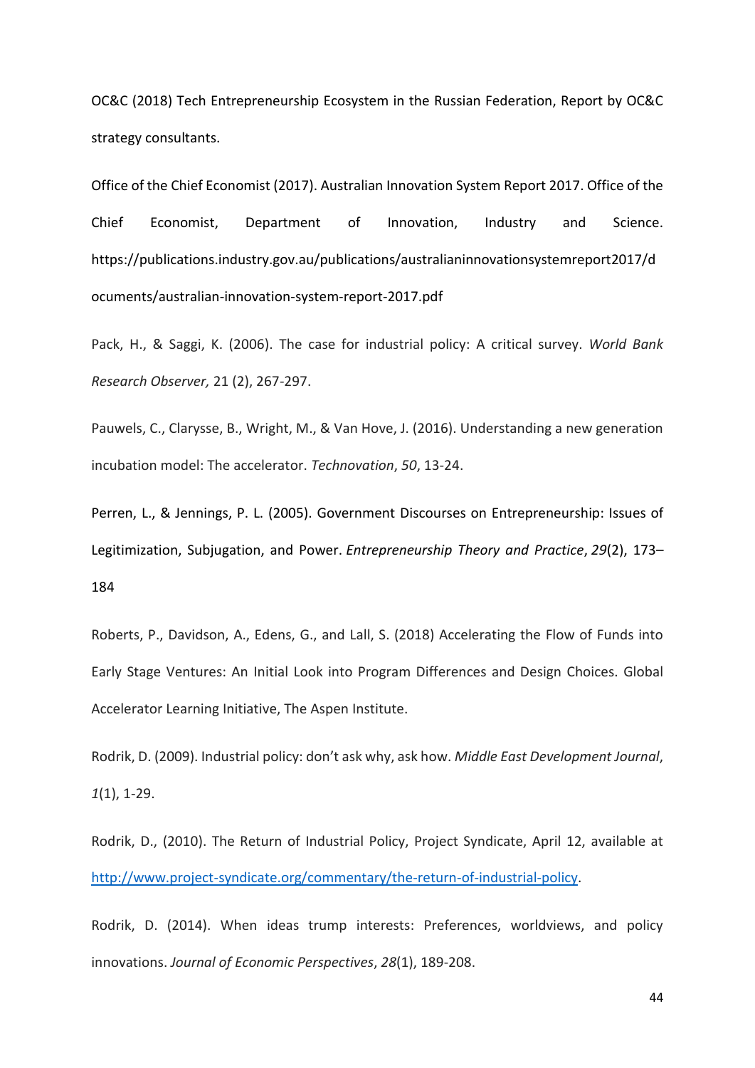OC&C (2018) Tech Entrepreneurship Ecosystem in the Russian Federation, Report by OC&C strategy consultants.

Office of the Chief Economist (2017). Australian Innovation System Report 2017. Office of the Chief Economist, Department of Innovation, Industry and Science. https://publications.industry.gov.au/publications/australianinnovationsystemreport2017/documents/australian-innovation-system-report-2017.pdf

Pack, H., & Saggi, K. (2006). The case for industrial policy: A critical survey. *World Bank Research Observer,* 21 (2), 267-297.

Pauwels, C., Clarysse, B., Wright, M., & Van Hove, J. (2016). Understanding a new generation incubation model: The accelerator. *Technovation*, *50*, 13-24.

Perren, L., & Jennings, P. L. (2005). Government Discourses on Entrepreneurship: Issues of Legitimization, Subjugation, and Power. *Entrepreneurship Theory and Practice*, *29*(2), 173–184

Roberts, P., Davidson, A., Edens, G., and Lall, S. (2018) Accelerating the Flow of Funds into Early Stage Ventures: An Initial Look into Program Differences and Design Choices. Global Accelerator Learning Initiative, The Aspen Institute.

Rodrik, D. (2009). Industrial policy: don't ask why, ask how. *Middle East Development Journal*, *1*(1), 1-29.

Rodrik, D., (2010). The Return of Industrial Policy, Project Syndicate, April 12, available at [http://www.project-syndicate.org/commentary/the-return-of-industrial-policy](http://www.project-syndicate.org/commentary/the-return-of-industrial-policy).

Rodrik, D. (2014). When ideas trump interests: Preferences, worldviews, and policy innovations. *Journal of Economic Perspectives*, *28*(1), 189-208.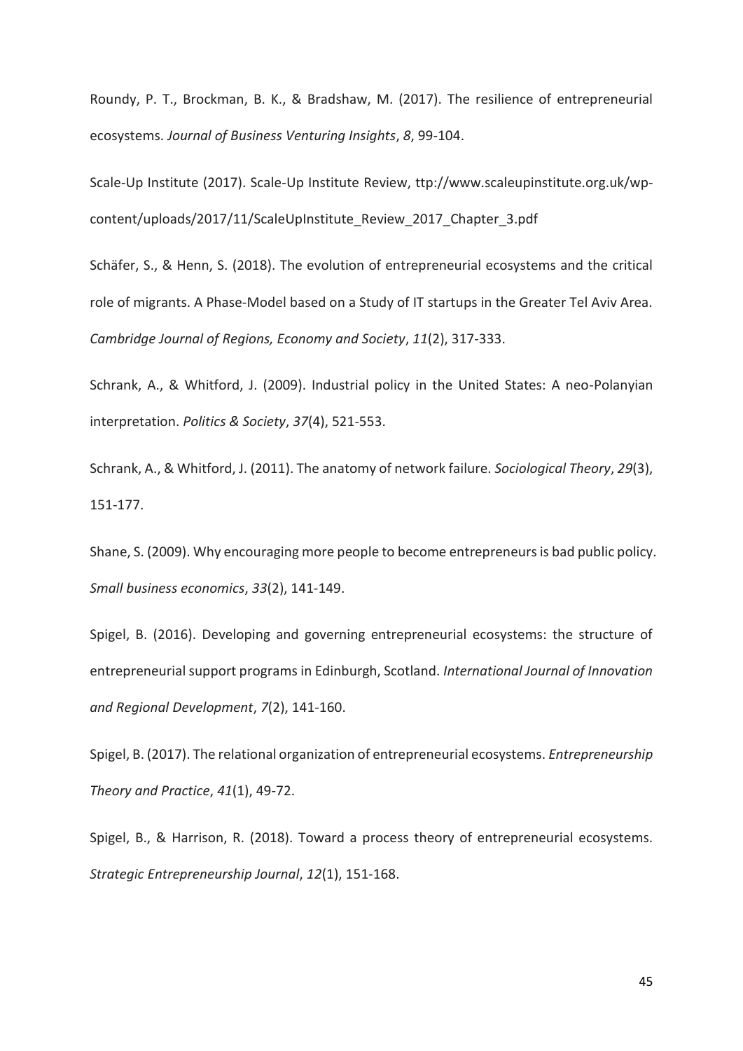Roundy, P. T., Brockman, B. K., & Bradshaw, M. (2017). The resilience of entrepreneurial ecosystems. *Journal of Business Venturing Insights*, *8*, 99-104.

Scale-Up Institute (2017). Scale-Up Institute Review, ttp://www.scaleupinstitute.org.uk/wp-content/uploads/2017/11/ScaleUpInstitute_Review_2017_Chapter_3.pdf

Schäfer, S., & Henn, S. (2018). The evolution of entrepreneurial ecosystems and the critical role of migrants. A Phase-Model based on a Study of IT startups in the Greater Tel Aviv Area. *Cambridge Journal of Regions, Economy and Society*, *11*(2), 317-333.

Schrank, A., & Whitford, J. (2009). Industrial policy in the United States: A neo-Polanyian interpretation. *Politics & Society*, *37*(4), 521-553.

Schrank, A., & Whitford, J. (2011). The anatomy of network failure. *Sociological Theory*, *29*(3), 151-177.

Shane, S. (2009). Why encouraging more people to become entrepreneurs is bad public policy. *Small business economics*, *33*(2), 141-149.

Spigel, B. (2016). Developing and governing entrepreneurial ecosystems: the structure of entrepreneurial support programs in Edinburgh, Scotland. *International Journal of Innovation and Regional Development*, *7*(2), 141-160.

Spigel, B. (2017). The relational organization of entrepreneurial ecosystems. *Entrepreneurship Theory and Practice*, *41*(1), 49-72.

Spigel, B., & Harrison, R. (2018). Toward a process theory of entrepreneurial ecosystems. *Strategic Entrepreneurship Journal*, *12*(1), 151-168.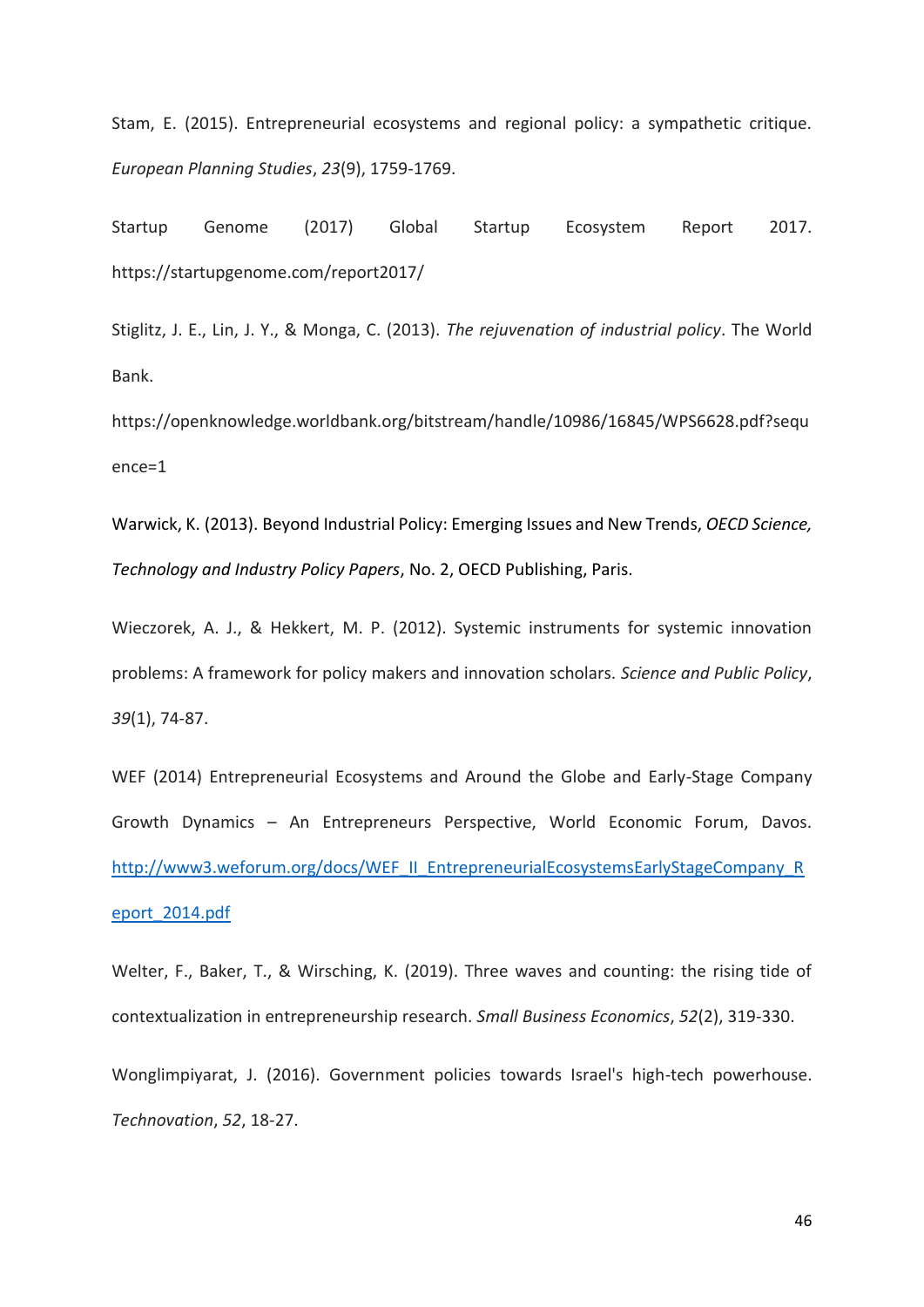Stam, E. (2015). Entrepreneurial ecosystems and regional policy: a sympathetic critique. *European Planning Studies*, *23*(9), 1759-1769.

Startup Genome (2017) Global Startup Ecosystem Report 2017. https://startupgenome.com/report2017/

Stiglitz, J. E., Lin, J. Y., & Monga, C. (2013). *The rejuvenation of industrial policy*. The World Bank. https://openknowledge.worldbank.org/bitstream/handle/10986/16845/WPS6628.pdf?sequence=1

Warwick, K. (2013). Beyond Industrial Policy: Emerging Issues and New Trends, *OECD Science, Technology and Industry Policy Papers*, No. 2, OECD Publishing, Paris.

Wieczorek, A. J., & Hekkert, M. P. (2012). Systemic instruments for systemic innovation problems: A framework for policy makers and innovation scholars. *Science and Public Policy*, *39*(1), 74-87.

WEF (2014) Entrepreneurial Ecosystems and Around the Globe and Early-Stage Company Growth Dynamics – An Entrepreneurs Perspective, World Economic Forum, Davos. http://www3.weforum.org/docs/WEF_II_EntrepreneurialEcosystemsEarlyStageCompany_Report_2014.pdf

Welter, F., Baker, T., & Wirsching, K. (2019). Three waves and counting: the rising tide of contextualization in entrepreneurship research. *Small Business Economics*, *52*(2), 319-330.

Wonglimpiyarat, J. (2016). Government policies towards Israel's high-tech powerhouse. *Technovation*, *52*, 18-27.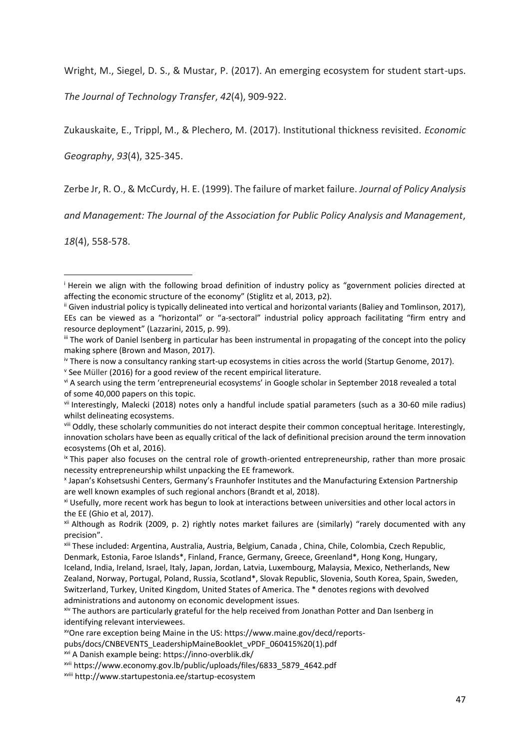Wright, M., Siegel, D. S., & Mustar, P. (2017). An emerging ecosystem for student start-ups. *The Journal of Technology Transfer*, *42*(4), 909-922.

Zukauskaite, E., Trippl, M., & Plechero, M. (2017). Institutional thickness revisited. *Economic Geography*, *93*(4), 325-345.

Zerbe Jr, R. O., & McCurdy, H. E. (1999). The failure of market failure. *Journal of Policy Analysis and Management: The Journal of the Association for Public Policy Analysis and Management*, *18*(4), 558-578.

---

[i] Herein we align with the following broad definition of industry policy as "government policies directed at affecting the economic structure of the economy" (Stiglitz et al, 2013, p2).

[ii] Given industrial policy is typically delineated into vertical and horizontal variants (Baliey and Tomlinson, 2017), EEs can be viewed as a "horizontal" or "a-sectoral" industrial policy approach facilitating "firm entry and resource deployment" (Lazzarini, 2015, p. 99).

[iii] The work of Daniel Isenberg in particular has been instrumental in propagating of the concept into the policy making sphere (Brown and Mason, 2017).

[iv] There is now a consultancy ranking start-up ecosystems in cities across the world (Startup Genome, 2017).

[v] See Müller (2016) for a good review of the recent empirical literature.

[vi] A search using the term 'entrepreneurial ecosystems' in Google scholar in September 2018 revealed a total of some 40,000 papers on this topic.

[vii] Interestingly, Malecki (2018) notes only a handful include spatial parameters (such as a 30-60 mile radius) whilst delineating ecosystems.

[viii] Oddly, these scholarly communities do not interact despite their common conceptual heritage. Interestingly, innovation scholars have been as equally critical of the lack of definitional precision around the term innovation ecosystems (Oh et al, 2016).

[ix] This paper also focuses on the central role of growth-oriented entrepreneurship, rather than more prosaic necessity entrepreneurship whilst unpacking the EE framework.

[x] Japan's Kohsetsushi Centers, Germany's Fraunhofer Institutes and the Manufacturing Extension Partnership are well known examples of such regional anchors (Brandt et al, 2018).

[xi] Usefully, more recent work has begun to look at interactions between universities and other local actors in the EE (Ghio et al, 2017).

[xii] Although as Rodrik (2009, p. 2) rightly notes market failures are (similarly) "rarely documented with any precision".

[xiii] These included: Argentina, Australia, Austria, Belgium, Canada , China, Chile, Colombia, Czech Republic, Denmark, Estonia, Faroe Islands*, Finland, France, Germany, Greece, Greenland*, Hong Kong, Hungary, Iceland, India, Ireland, Israel, Italy, Japan, Jordan, Latvia, Luxembourg, Malaysia, Mexico, Netherlands, New Zealand, Norway, Portugal, Poland, Russia, Scotland*, Slovak Republic, Slovenia, South Korea, Spain, Sweden, Switzerland, Turkey, United Kingdom, United States of America. The * denotes regions with devolved administrations and autonomy on economic development issues.

[xiv] The authors are particularly grateful for the help received from Jonathan Potter and Dan Isenberg in identifying relevant interviewees.

[xv] One rare exception being Maine in the US: https://www.maine.gov/decd/reports-pubs/docs/CNBEVENTS_LeadershipMaineBooklet_vPDF_060415%20(1).pdf

[xvi] A Danish example being: https://inno-overblik.dk/

[xvii] https://www.economy.gov.lb/public/uploads/files/6833_5879_4642.pdf

[xviii] http://www.startupestonia.ee/startup-ecosystem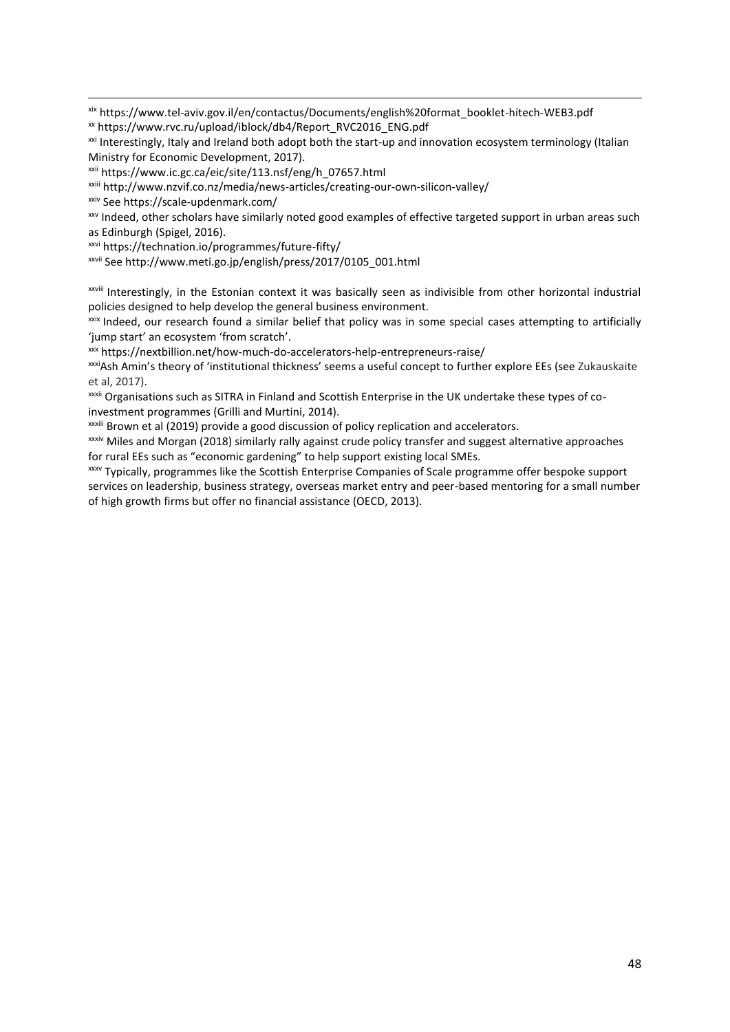[xix] https://www.tel-aviv.gov.il/en/contactus/Documents/english%20format_booklet-hitech-WEB3.pdf

[xx] https://www.rvc.ru/upload/iblock/db4/Report_RVC2016_ENG.pdf

[xxi] Interestingly, Italy and Ireland both adopt both the start-up and innovation ecosystem terminology (Italian Ministry for Economic Development, 2017).

[xxii] https://www.ic.gc.ca/eic/site/113.nsf/eng/h_07657.html

[xxiii] http://www.nzvif.co.nz/media/news-articles/creating-our-own-silicon-valley/

[xxiv] See https://scale-updenmark.com/

[xxv] Indeed, other scholars have similarly noted good examples of effective targeted support in urban areas such as Edinburgh (Spigel, 2016).

[xxvi] https://technation.io/programmes/future-fifty/

[xxvii] See http://www.meti.go.jp/english/press/2017/0105_001.html

[xxviii] Interestingly, in the Estonian context it was basically seen as indivisible from other horizontal industrial policies designed to help develop the general business environment.

[xxix] Indeed, our research found a similar belief that policy was in some special cases attempting to artificially 'jump start' an ecosystem 'from scratch'.

[xxx] https://nextbillion.net/how-much-do-accelerators-help-entrepreneurs-raise/

[xxxi] Ash Amin's theory of 'institutional thickness' seems a useful concept to further explore EEs (see Zukauskaite et al, 2017).

[xxxii] Organisations such as SITRA in Finland and Scottish Enterprise in the UK undertake these types of co-investment programmes (Grilli and Murtini, 2014).

[xxxiii] Brown et al (2019) provide a good discussion of policy replication and accelerators.

[xxxiv] Miles and Morgan (2018) similarly rally against crude policy transfer and suggest alternative approaches for rural EEs such as "economic gardening" to help support existing local SMEs.

[xxxv] Typically, programmes like the Scottish Enterprise Companies of Scale programme offer bespoke support services on leadership, business strategy, overseas market entry and peer-based mentoring for a small number of high growth firms but offer no financial assistance (OECD, 2013).